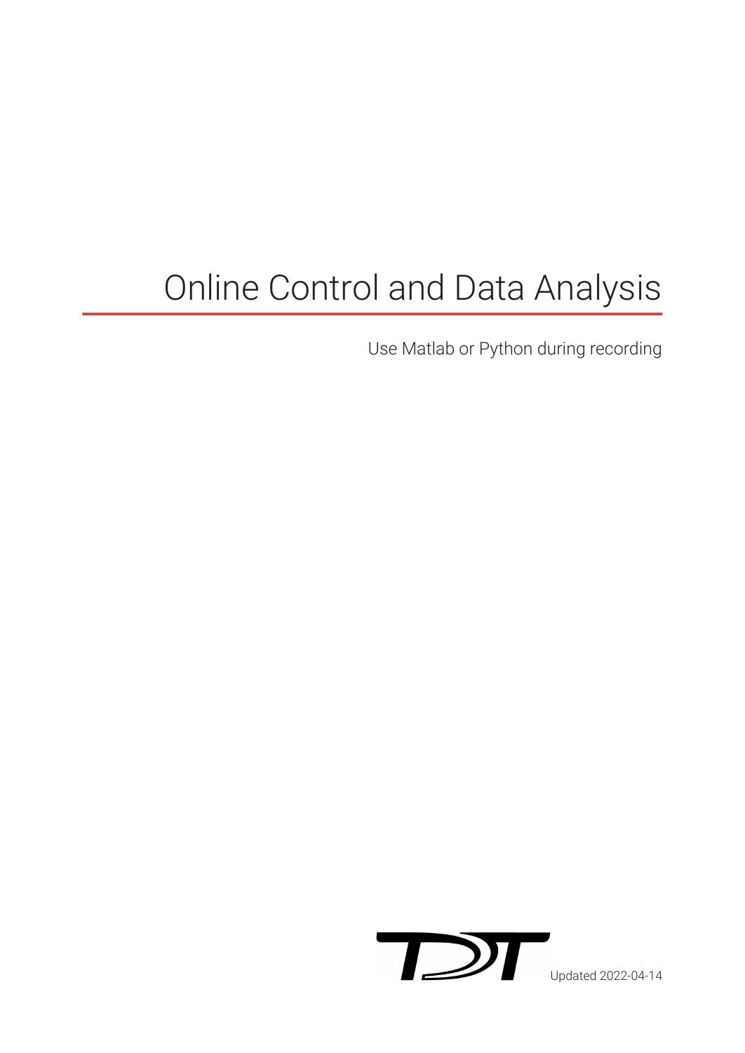# Online Control and Data Analysis

Use Matlab or Python during recording

Updated 2022-04-14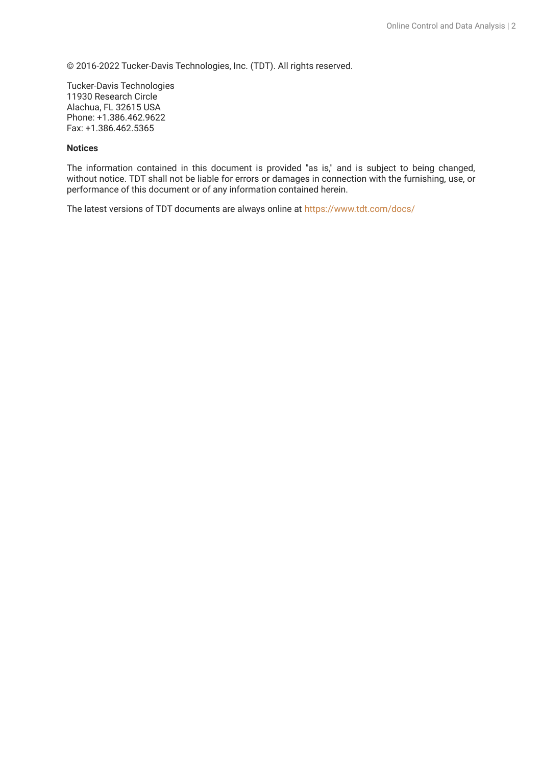© 2016-2022 Tucker-Davis Technologies, Inc. (TDT). All rights reserved.

Tucker-Davis Technologies
11930 Research Circle
Alachua, FL 32615 USA
Phone: +1.386.462.9622
Fax: +1.386.462.5365

**Notices**

The information contained in this document is provided "as is," and is subject to being changed, without notice. TDT shall not be liable for errors or damages in connection with the furnishing, use, or performance of this document or of any information contained herein.

The latest versions of TDT documents are always online at https://www.tdt.com/docs/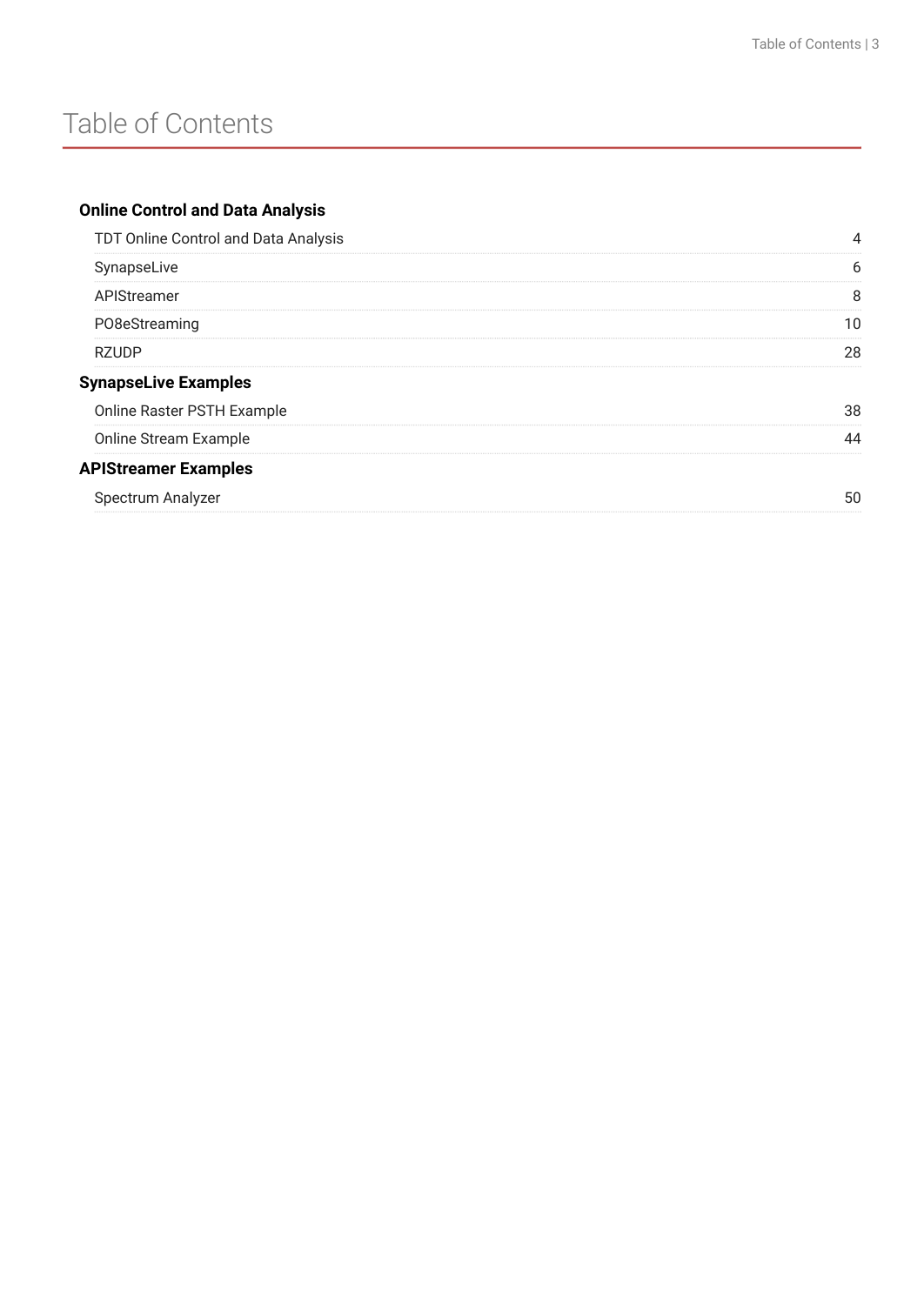# Table of Contents

**Online Control and Data Analysis**

| | |
|---|---|
| TDT Online Control and Data Analysis | 4 |
| SynapseLive | 6 |
| APIStreamer | 8 |
| PO8eStreaming | 10 |
| RZUDP | 28 |

**SynapseLive Examples**

| | |
|---|---|
| Online Raster PSTH Example | 38 |
| Online Stream Example | 44 |

**APIStreamer Examples**

| | |
|---|---|
| Spectrum Analyzer | 50 |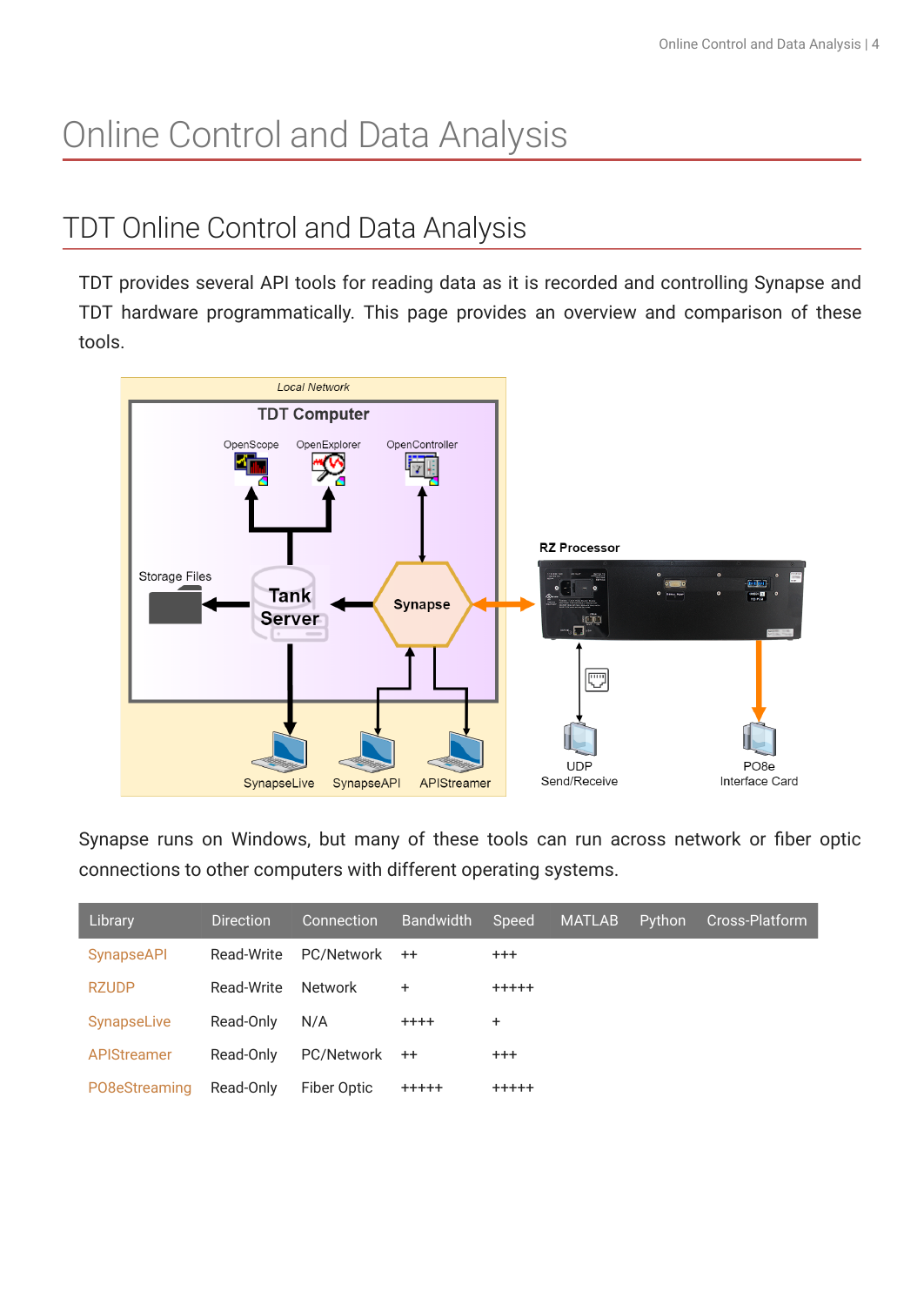# Online Control and Data Analysis

## TDT Online Control and Data Analysis

TDT provides several API tools for reading data as it is recorded and controlling Synapse and TDT hardware programmatically. This page provides an overview and comparison of these tools.

Synapse runs on Windows, but many of these tools can run across network or fiber optic connections to other computers with different operating systems.

| Library | Direction | Connection | Bandwidth | Speed | MATLAB | Python | Cross-Platform |
|---|---|---|---|---|---|---|---|
| SynapseAPI | Read-Write | PC/Network | ++ | +++ | | | |
| RZUDP | Read-Write | Network | + | +++++ | | | |
| SynapseLive | Read-Only | N/A | ++++ | + | | | |
| APIStreamer | Read-Only | PC/Network | ++ | +++ | | | |
| PO8eStreaming | Read-Only | Fiber Optic | +++++ | +++++ | | | |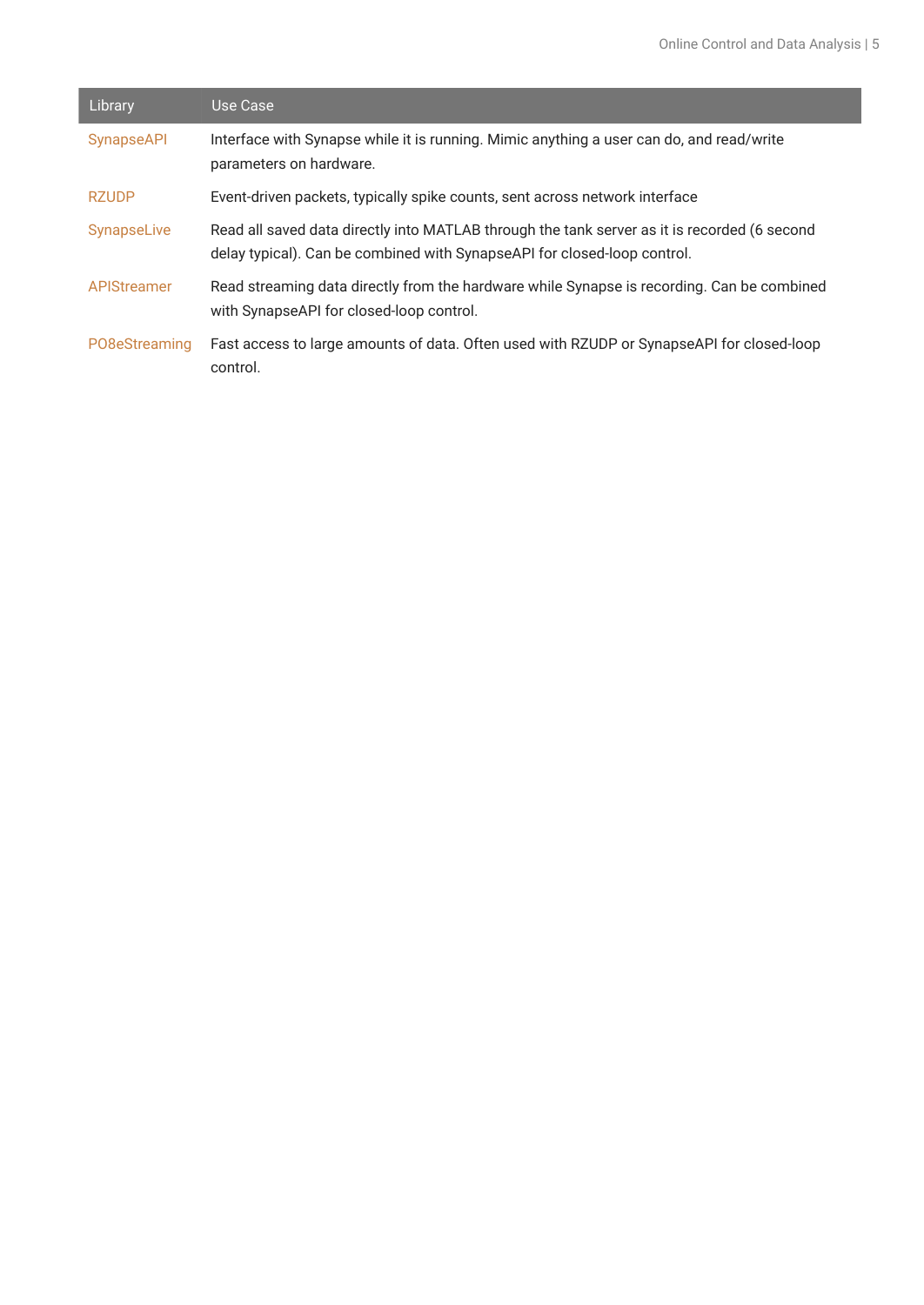| Library | Use Case |
|---|---|
| SynapseAPI | Interface with Synapse while it is running. Mimic anything a user can do, and read/write parameters on hardware. |
| RZUDP | Event-driven packets, typically spike counts, sent across network interface |
| SynapseLive | Read all saved data directly into MATLAB through the tank server as it is recorded (6 second delay typical). Can be combined with SynapseAPI for closed-loop control. |
| APIStreamer | Read streaming data directly from the hardware while Synapse is recording. Can be combined with SynapseAPI for closed-loop control. |
| PO8eStreaming | Fast access to large amounts of data. Often used with RZUDP or SynapseAPI for closed-loop control. |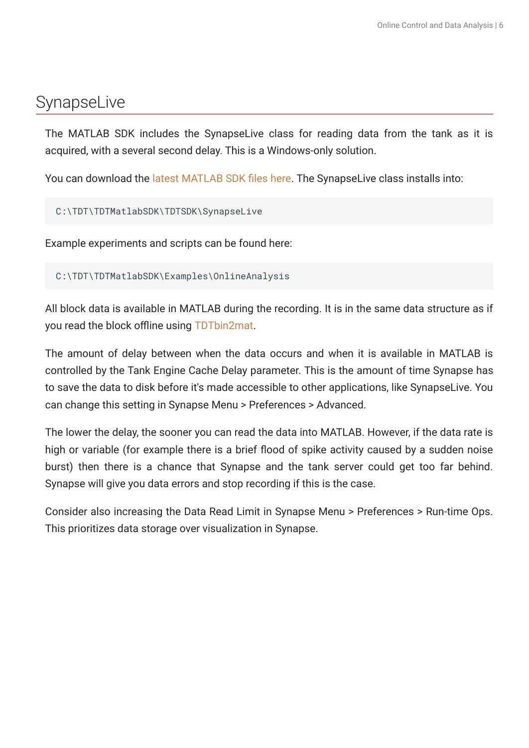# SynapseLive

The MATLAB SDK includes the SynapseLive class for reading data from the tank as it is acquired, with a several second delay. This is a Windows-only solution.

You can download the latest MATLAB SDK files here. The SynapseLive class installs into:

```
C:\TDT\TDTMatlabSDK\TDTSDK\SynapseLive
```

Example experiments and scripts can be found here:

```
C:\TDT\TDTMatlabSDK\Examples\OnlineAnalysis
```

All block data is available in MATLAB during the recording. It is in the same data structure as if you read the block offline using TDTbin2mat.

The amount of delay between when the data occurs and when it is available in MATLAB is controlled by the Tank Engine Cache Delay parameter. This is the amount of time Synapse has to save the data to disk before it's made accessible to other applications, like SynapseLive. You can change this setting in Synapse Menu > Preferences > Advanced.

The lower the delay, the sooner you can read the data into MATLAB. However, if the data rate is high or variable (for example there is a brief flood of spike activity caused by a sudden noise burst) then there is a chance that Synapse and the tank server could get too far behind. Synapse will give you data errors and stop recording if this is the case.

Consider also increasing the Data Read Limit in Synapse Menu > Preferences > Run-time Ops. This prioritizes data storage over visualization in Synapse.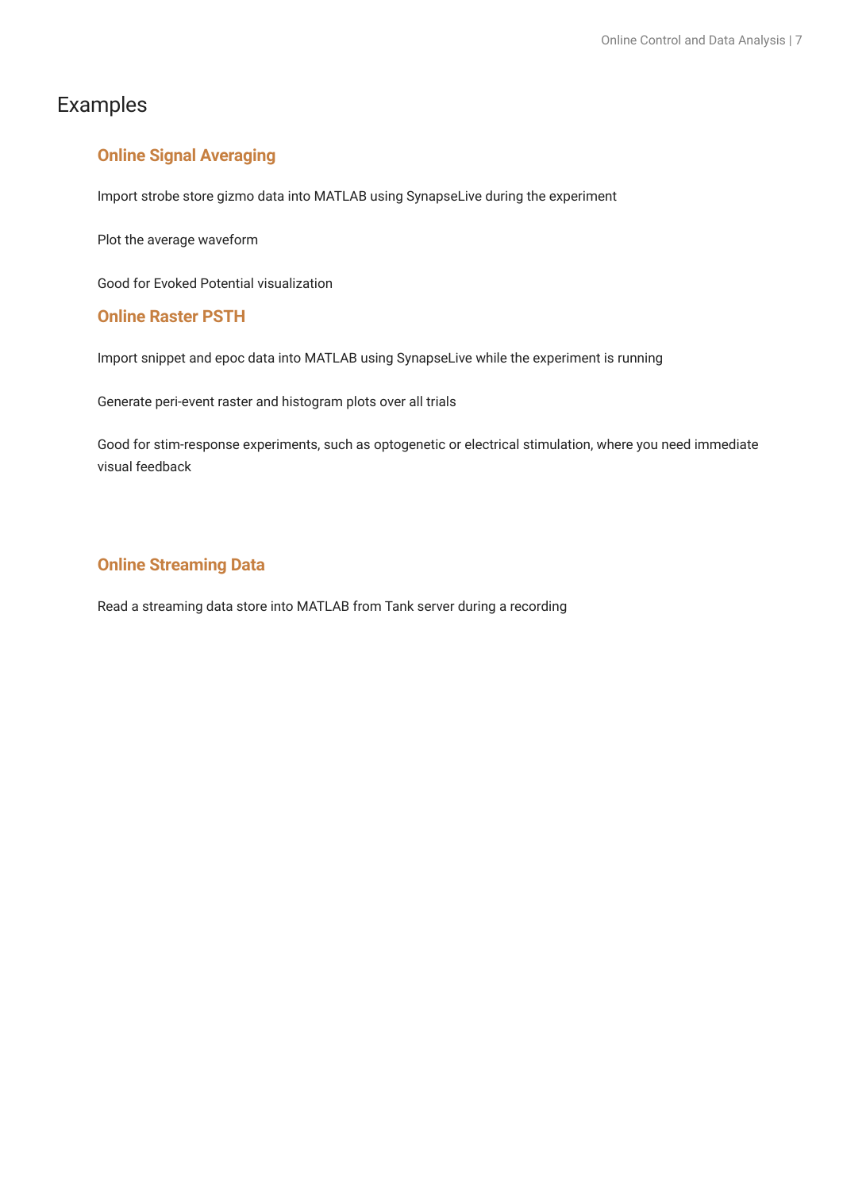# Examples

### Online Signal Averaging

Import strobe store gizmo data into MATLAB using SynapseLive during the experiment

Plot the average waveform

Good for Evoked Potential visualization

### Online Raster PSTH

Import snippet and epoc data into MATLAB using SynapseLive while the experiment is running

Generate peri-event raster and histogram plots over all trials

Good for stim-response experiments, such as optogenetic or electrical stimulation, where you need immediate visual feedback

### Online Streaming Data

Read a streaming data store into MATLAB from Tank server during a recording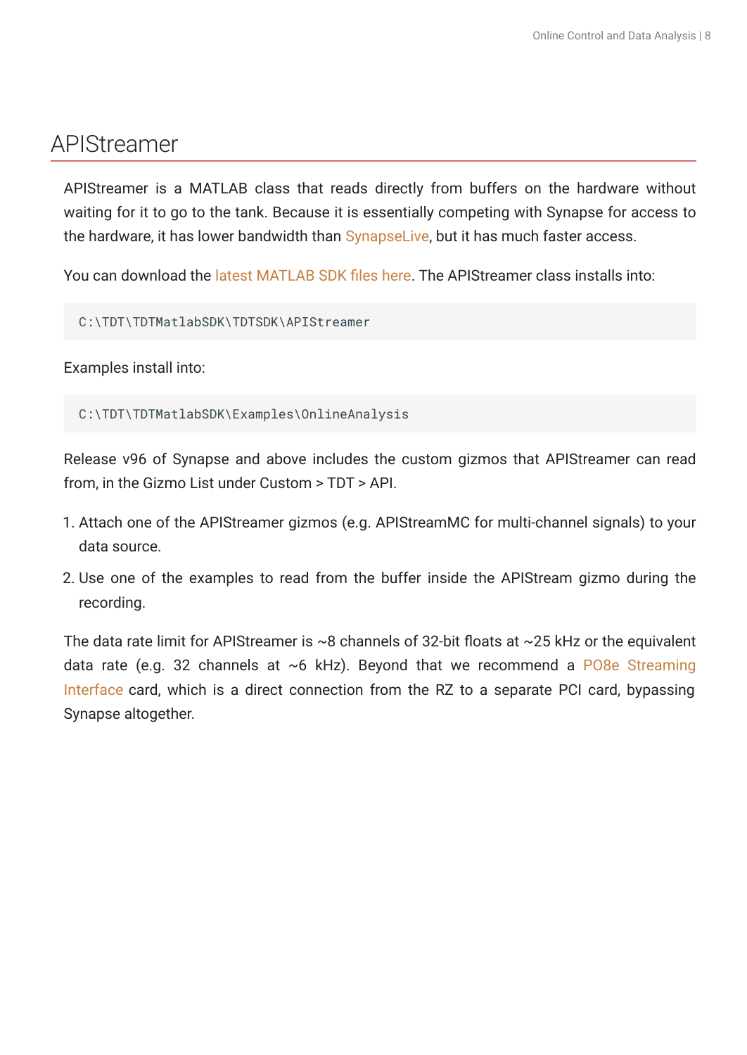# APIStreamer

APIStreamer is a MATLAB class that reads directly from buffers on the hardware without waiting for it to go to the tank. Because it is essentially competing with Synapse for access to the hardware, it has lower bandwidth than SynapseLive, but it has much faster access.

You can download the latest MATLAB SDK files here. The APIStreamer class installs into:

```
C:\TDT\TDTMatlabSDK\TDTSDK\APIStreamer
```

Examples install into:

```
C:\TDT\TDTMatlabSDK\Examples\OnlineAnalysis
```

Release v96 of Synapse and above includes the custom gizmos that APIStreamer can read from, in the Gizmo List under Custom > TDT > API.

1. Attach one of the APIStreamer gizmos (e.g. APIStreamMC for multi-channel signals) to your data source.
2. Use one of the examples to read from the buffer inside the APIStream gizmo during the recording.

The data rate limit for APIStreamer is ~8 channels of 32-bit floats at ~25 kHz or the equivalent data rate (e.g. 32 channels at ~6 kHz). Beyond that we recommend a PO8e Streaming Interface card, which is a direct connection from the RZ to a separate PCI card, bypassing Synapse altogether.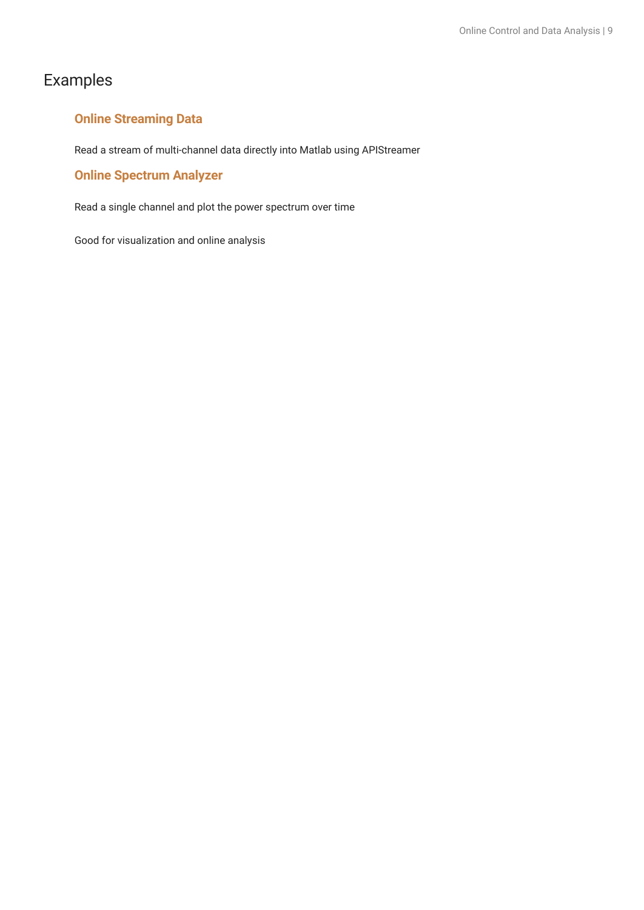# Examples

## Online Streaming Data

Read a stream of multi-channel data directly into Matlab using APIStreamer

## Online Spectrum Analyzer

Read a single channel and plot the power spectrum over time

Good for visualization and online analysis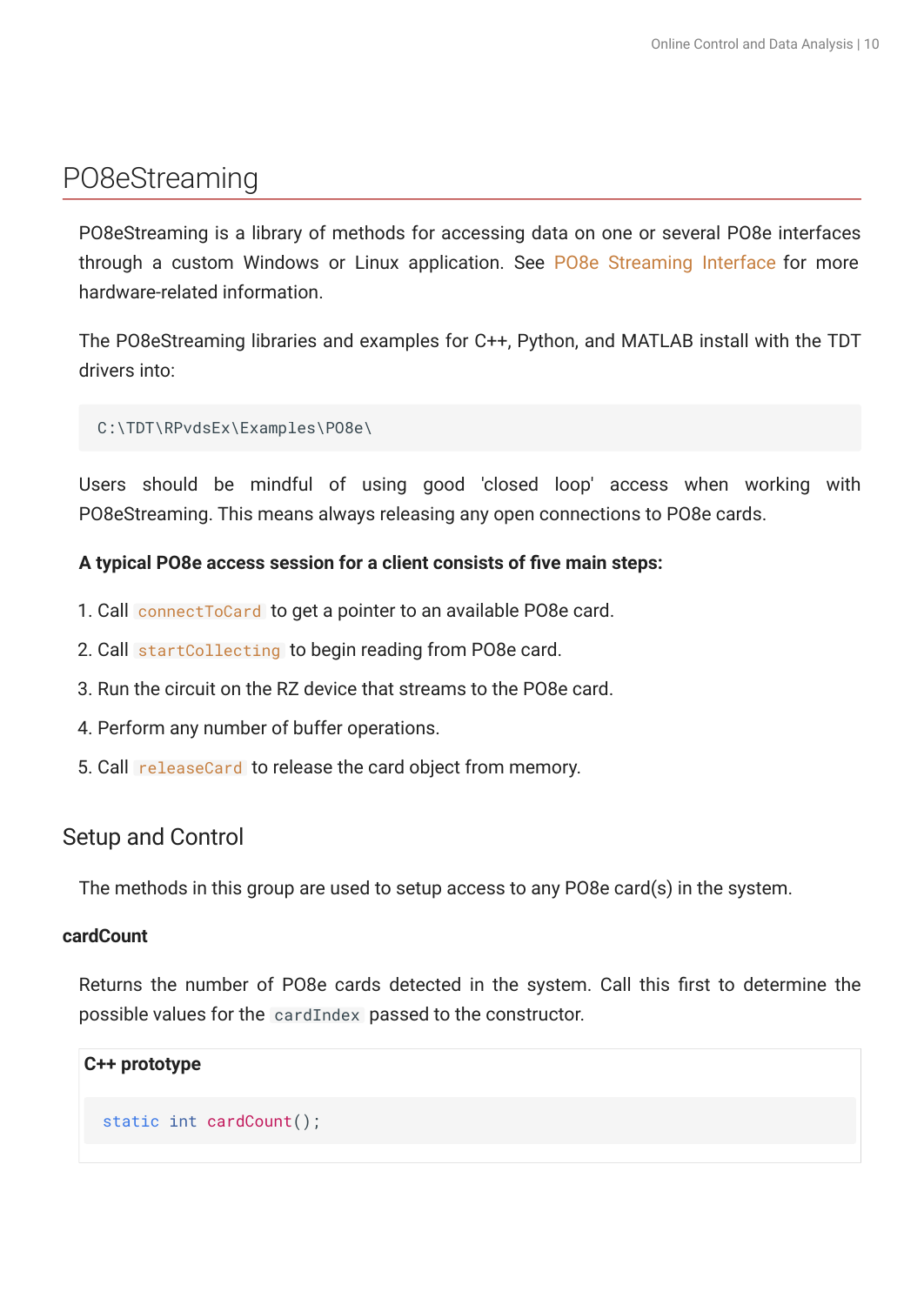# PO8eStreaming

PO8eStreaming is a library of methods for accessing data on one or several PO8e interfaces through a custom Windows or Linux application. See PO8e Streaming Interface for more hardware-related information.

The PO8eStreaming libraries and examples for C++, Python, and MATLAB install with the TDT drivers into:

```
C:\TDT\RPvdsEx\Examples\PO8e\
```

Users should be mindful of using good 'closed loop' access when working with PO8eStreaming. This means always releasing any open connections to PO8e cards.

**A typical PO8e access session for a client consists of five main steps:**

1. Call `connectToCard` to get a pointer to an available PO8e card.
2. Call `startCollecting` to begin reading from PO8e card.
3. Run the circuit on the RZ device that streams to the PO8e card.
4. Perform any number of buffer operations.
5. Call `releaseCard` to release the card object from memory.

## Setup and Control

The methods in this group are used to setup access to any PO8e card(s) in the system.

### cardCount

Returns the number of PO8e cards detected in the system. Call this first to determine the possible values for the `cardIndex` passed to the constructor.

**C++ prototype**

```cpp
static int cardCount();
```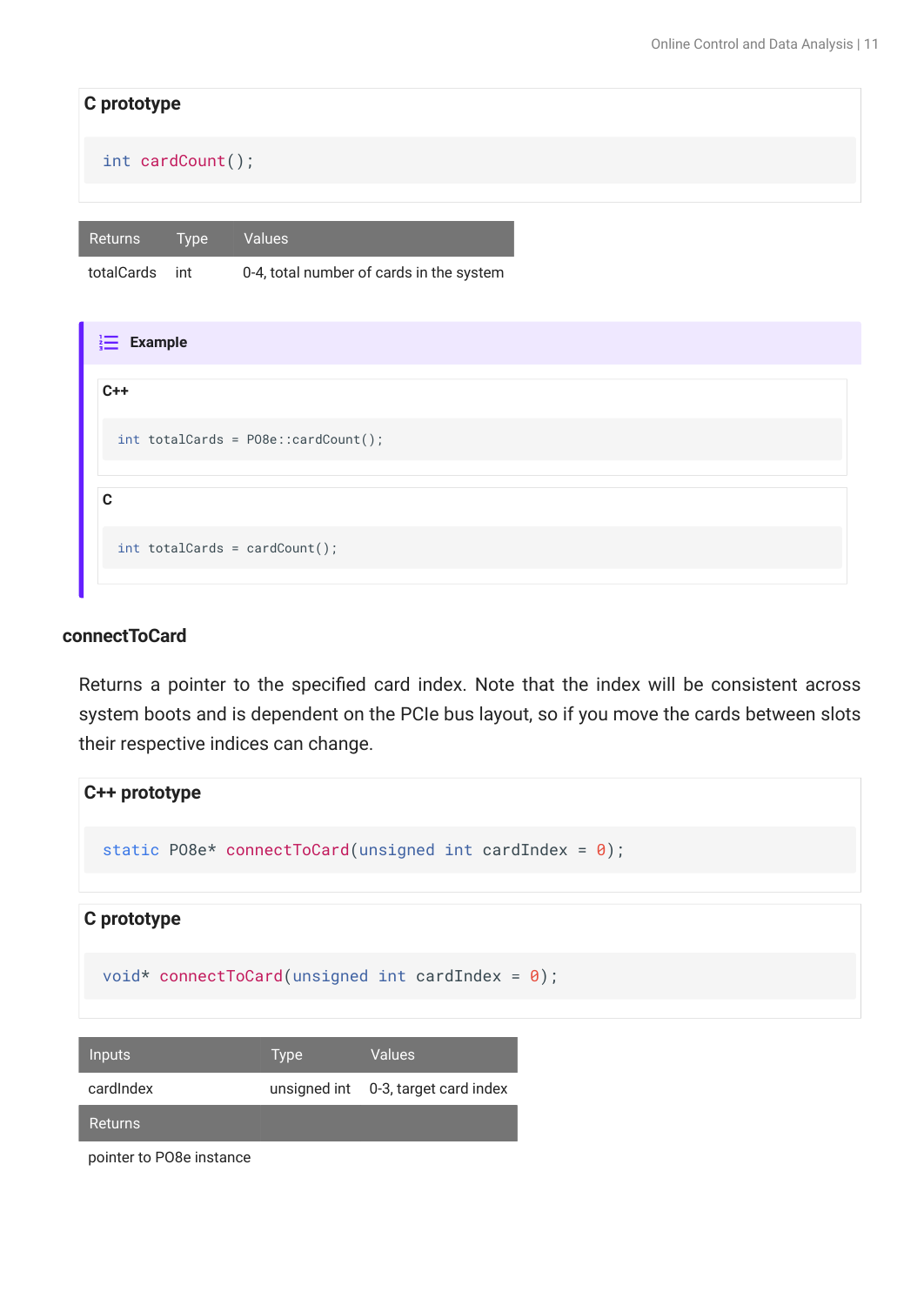**C prototype**

```
int cardCount();
```

| Returns | Type | Values |
| --- | --- | --- |
| totalCards | int | 0-4, total number of cards in the system |

**Example**

**C++**

```
int totalCards = PO8e::cardCount();
```

**C**

```
int totalCards = cardCount();
```

### connectToCard

Returns a pointer to the specified card index. Note that the index will be consistent across system boots and is dependent on the PCIe bus layout, so if you move the cards between slots their respective indices can change.

**C++ prototype**

```
static PO8e* connectToCard(unsigned int cardIndex = 0);
```

**C prototype**

```
void* connectToCard(unsigned int cardIndex = 0);
```

| Inputs | Type | Values |
| --- | --- | --- |
| cardIndex | unsigned int | 0-3, target card index |
| **Returns** | | |
| pointer to PO8e instance | | |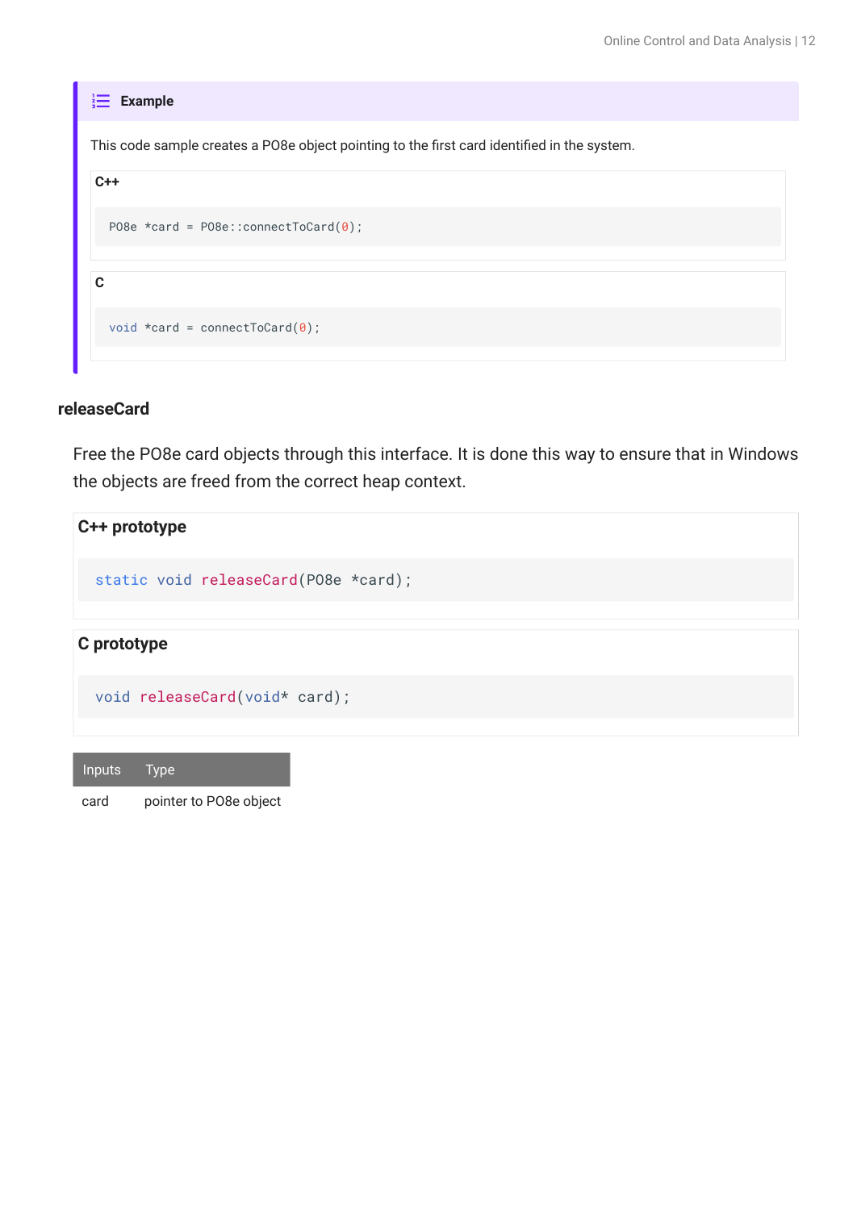**Example**

This code sample creates a PO8e object pointing to the first card identified in the system.

**C++**

```
PO8e *card = PO8e::connectToCard(0);
```

**C**

```
void *card = connectToCard(0);
```

### releaseCard

Free the PO8e card objects through this interface. It is done this way to ensure that in Windows the objects are freed from the correct heap context.

**C++ prototype**

```
static void releaseCard(PO8e *card);
```

**C prototype**

```
void releaseCard(void* card);
```

| Inputs | Type |
| --- | --- |
| card | pointer to PO8e object |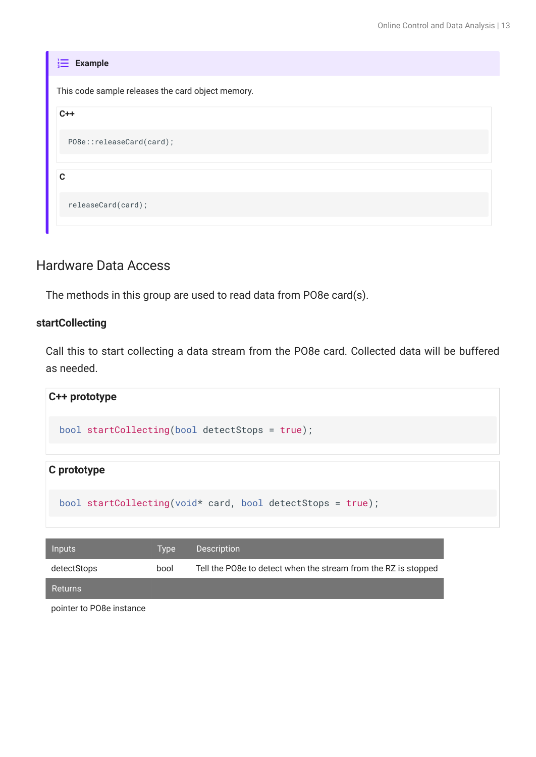**Example**

This code sample releases the card object memory.

**C++**

```
PO8e::releaseCard(card);
```

**C**

```
releaseCard(card);
```

## Hardware Data Access

The methods in this group are used to read data from PO8e card(s).

### startCollecting

Call this to start collecting a data stream from the PO8e card. Collected data will be buffered as needed.

**C++ prototype**

```
bool startCollecting(bool detectStops = true);
```

**C prototype**

```
bool startCollecting(void* card, bool detectStops = true);
```

| Inputs | Type | Description |
| --- | --- | --- |
| detectStops | bool | Tell the PO8e to detect when the stream from the RZ is stopped |
| **Returns** | | |
| pointer to PO8e instance | | |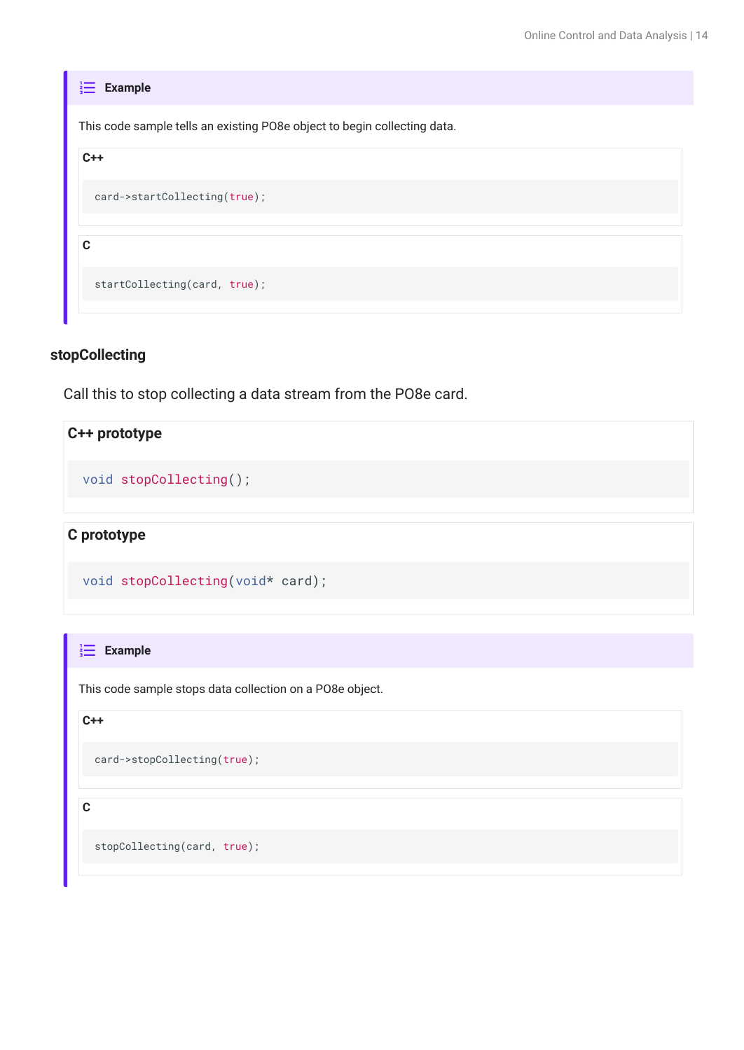**Example**

This code sample tells an existing PO8e object to begin collecting data.

**C++**

```
card->startCollecting(true);
```

**C**

```
startCollecting(card, true);
```

### stopCollecting

Call this to stop collecting a data stream from the PO8e card.

**C++ prototype**

```
void stopCollecting();
```

**C prototype**

```
void stopCollecting(void* card);
```

**Example**

This code sample stops data collection on a PO8e object.

**C++**

```
card->stopCollecting(true);
```

**C**

```
stopCollecting(card, true);
```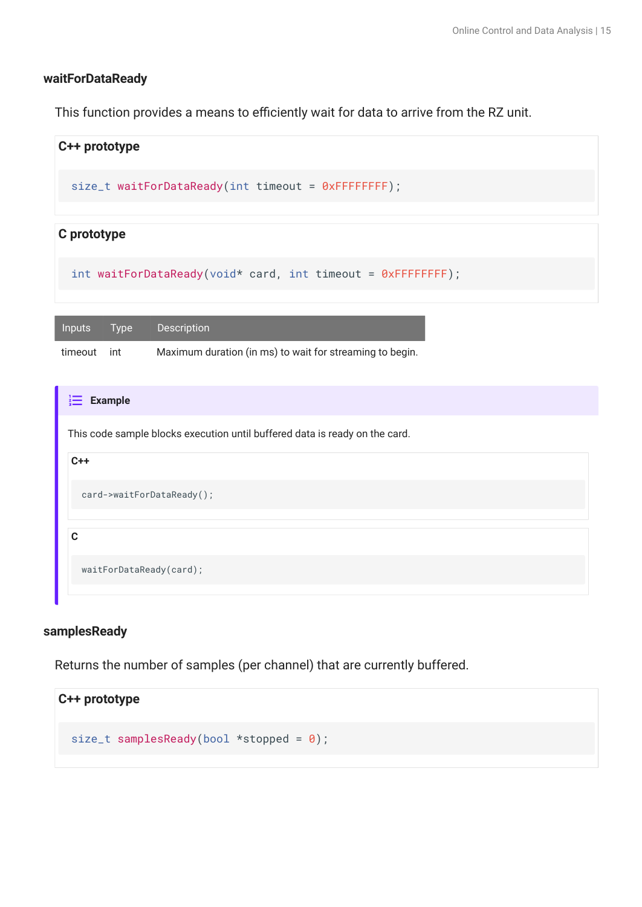### waitForDataReady

This function provides a means to efficiently wait for data to arrive from the RZ unit.

**C++ prototype**

```
size_t waitForDataReady(int timeout = 0xFFFFFFFF);
```

**C prototype**

```
int waitForDataReady(void* card, int timeout = 0xFFFFFFFF);
```

| Inputs | Type | Description |
| --- | --- | --- |
| timeout | int | Maximum duration (in ms) to wait for streaming to begin. |

**Example**

This code sample blocks execution until buffered data is ready on the card.

**C++**

```
card->waitForDataReady();
```

**C**

```
waitForDataReady(card);
```

### samplesReady

Returns the number of samples (per channel) that are currently buffered.

**C++ prototype**

```
size_t samplesReady(bool *stopped = 0);
```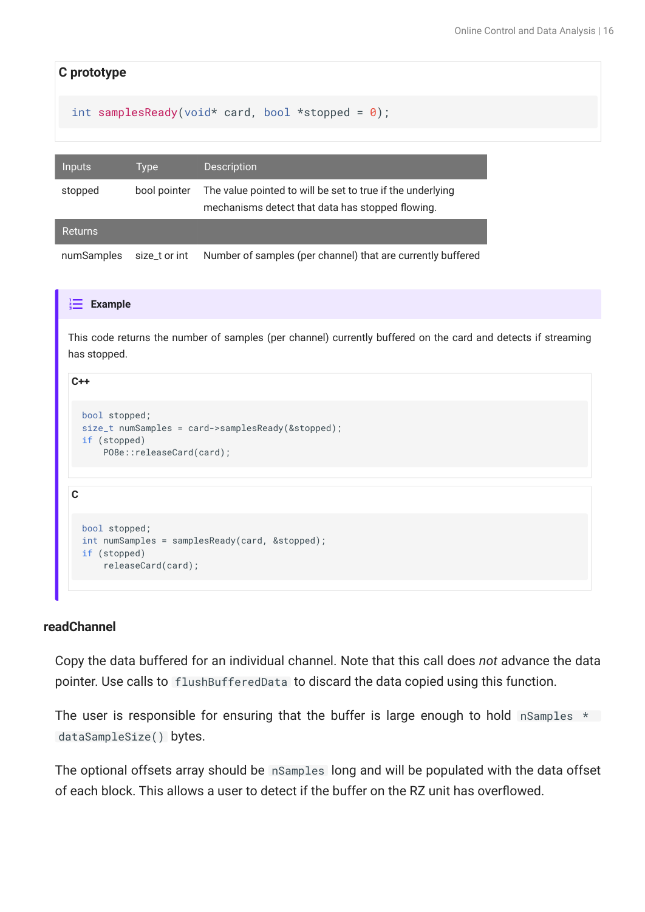**C prototype**

```
int samplesReady(void* card, bool *stopped = 0);
```

| Inputs | Type | Description |
|---|---|---|
| stopped | bool pointer | The value pointed to will be set to true if the underlying mechanisms detect that data has stopped flowing. |
| **Returns** | | |
| numSamples | size_t or int | Number of samples (per channel) that are currently buffered |

**Example**

This code returns the number of samples (per channel) currently buffered on the card and detects if streaming has stopped.

**C++**

```
bool stopped;
size_t numSamples = card->samplesReady(&stopped);
if (stopped)
    PO8e::releaseCard(card);
```

**C**

```
bool stopped;
int numSamples = samplesReady(card, &stopped);
if (stopped)
    releaseCard(card);
```

### readChannel

Copy the data buffered for an individual channel. Note that this call does *not* advance the data pointer. Use calls to `flushBufferedData` to discard the data copied using this function.

The user is responsible for ensuring that the buffer is large enough to hold `nSamples * dataSampleSize()` bytes.

The optional offsets array should be `nSamples` long and will be populated with the data offset of each block. This allows a user to detect if the buffer on the RZ unit has overflowed.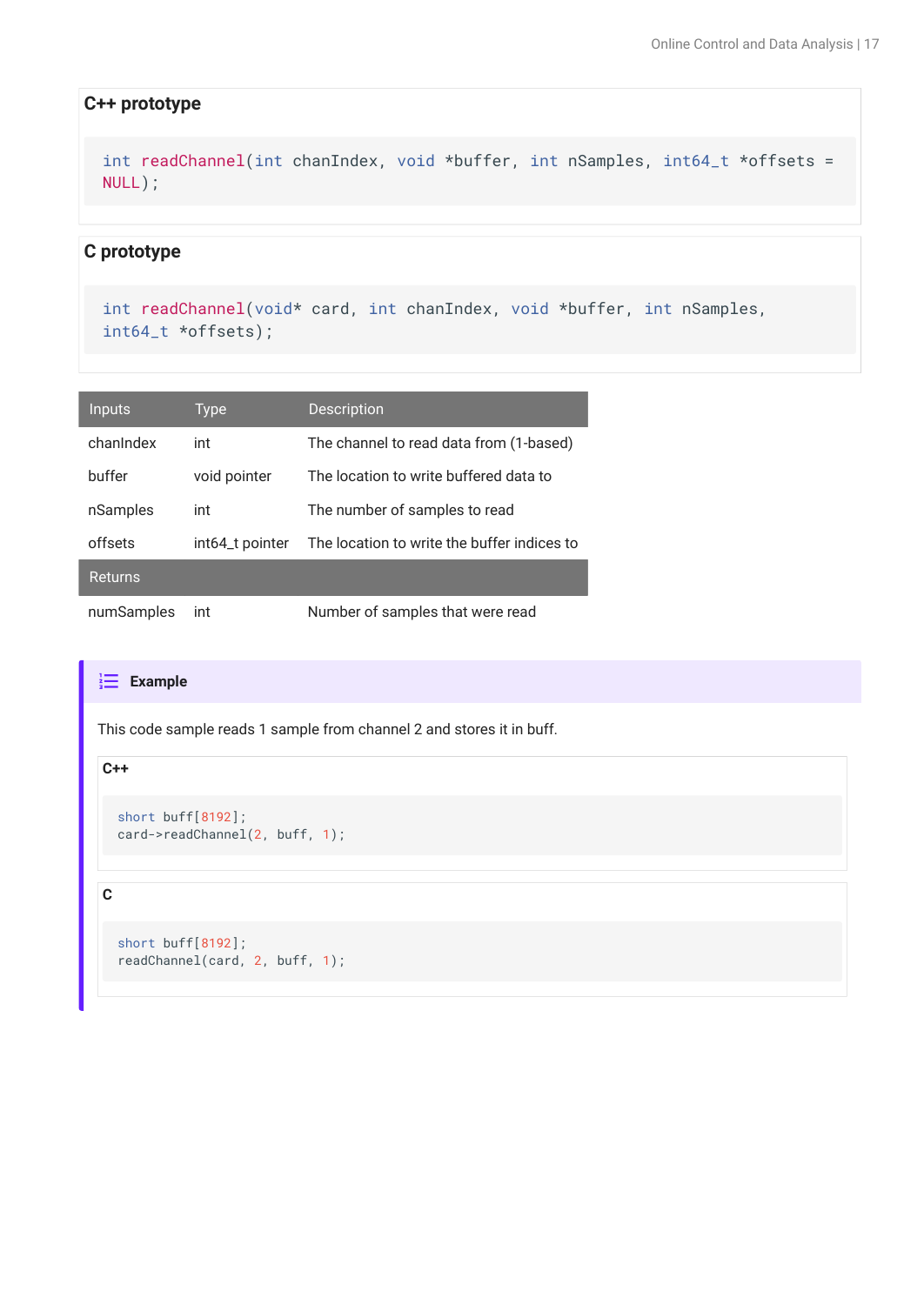**C++ prototype**

```
int readChannel(int chanIndex, void *buffer, int nSamples, int64_t *offsets =
NULL);
```

**C prototype**

```
int readChannel(void* card, int chanIndex, void *buffer, int nSamples,
int64_t *offsets);
```

| Inputs | Type | Description |
|---|---|---|
| chanIndex | int | The channel to read data from (1-based) |
| buffer | void pointer | The location to write buffered data to |
| nSamples | int | The number of samples to read |
| offsets | int64_t pointer | The location to write the buffer indices to |
| **Returns** | | |
| numSamples | int | Number of samples that were read |

**Example**

This code sample reads 1 sample from channel 2 and stores it in buff.

**C++**

```
short buff[8192];
card->readChannel(2, buff, 1);
```

**C**

```
short buff[8192];
readChannel(card, 2, buff, 1);
```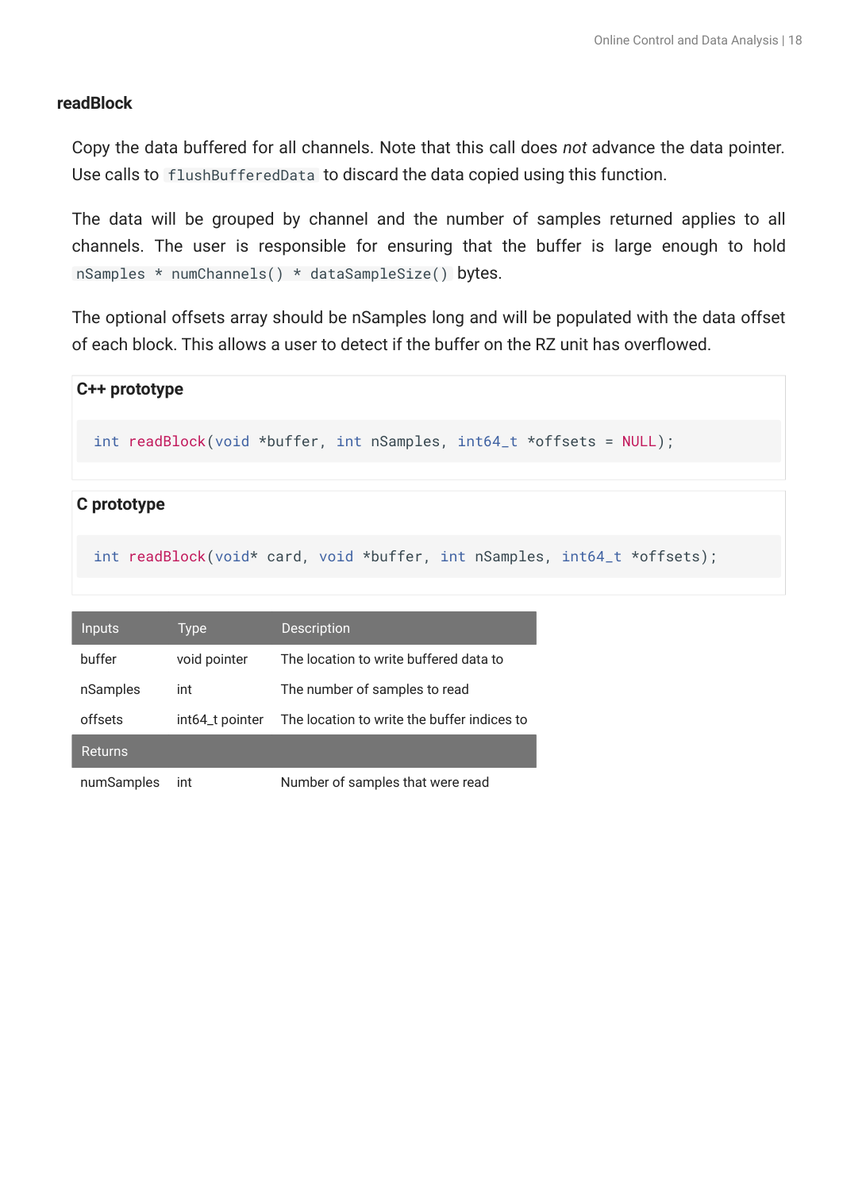### readBlock

Copy the data buffered for all channels. Note that this call does *not* advance the data pointer. Use calls to `flushBufferedData` to discard the data copied using this function.

The data will be grouped by channel and the number of samples returned applies to all channels. The user is responsible for ensuring that the buffer is large enough to hold `nSamples * numChannels() * dataSampleSize()` bytes.

The optional offsets array should be nSamples long and will be populated with the data offset of each block. This allows a user to detect if the buffer on the RZ unit has overflowed.

**C++ prototype**

```
int readBlock(void *buffer, int nSamples, int64_t *offsets = NULL);
```

**C prototype**

```
int readBlock(void* card, void *buffer, int nSamples, int64_t *offsets);
```

| Inputs | Type | Description |
|---|---|---|
| buffer | void pointer | The location to write buffered data to |
| nSamples | int | The number of samples to read |
| offsets | int64_t pointer | The location to write the buffer indices to |
| **Returns** | | |
| numSamples | int | Number of samples that were read |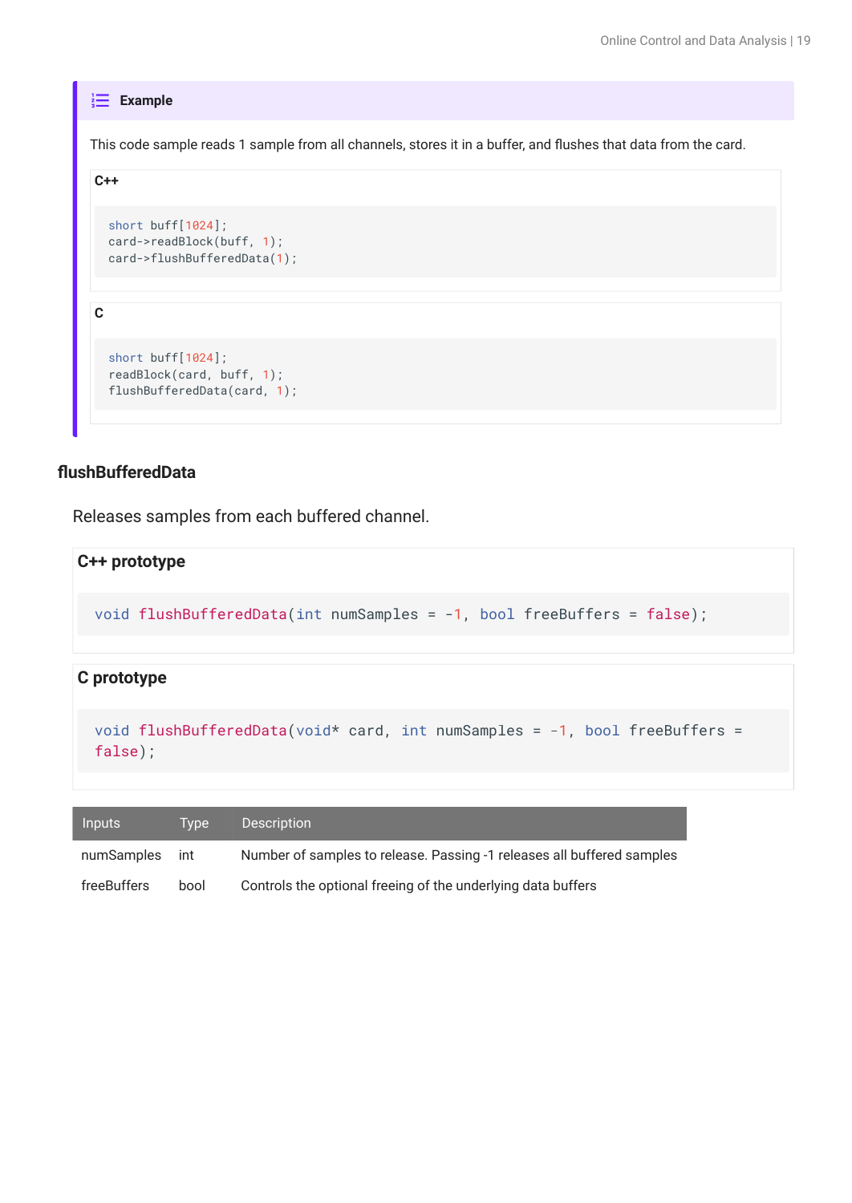**Example**

This code sample reads 1 sample from all channels, stores it in a buffer, and flushes that data from the card.

**C++**

```
short buff[1024];
card->readBlock(buff, 1);
card->flushBufferedData(1);
```

**C**

```
short buff[1024];
readBlock(card, buff, 1);
flushBufferedData(card, 1);
```

### flushBufferedData

Releases samples from each buffered channel.

**C++ prototype**

```
void flushBufferedData(int numSamples = -1, bool freeBuffers = false);
```

**C prototype**

```
void flushBufferedData(void* card, int numSamples = -1, bool freeBuffers =
false);
```

| Inputs | Type | Description |
|---|---|---|
| numSamples | int | Number of samples to release. Passing -1 releases all buffered samples |
| freeBuffers | bool | Controls the optional freeing of the underlying data buffers |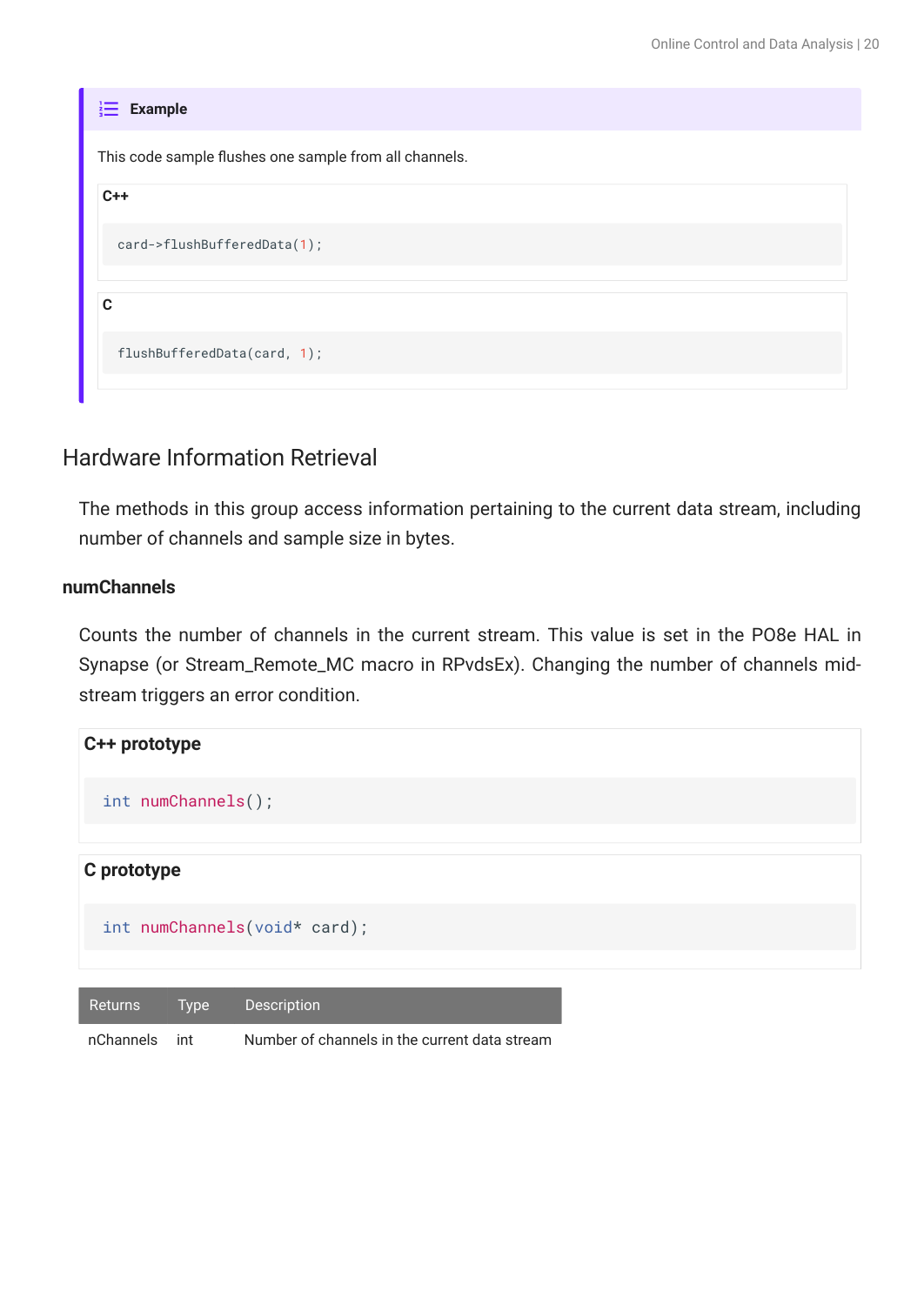**Example**

This code sample flushes one sample from all channels.

**C++**

```
card->flushBufferedData(1);
```

**C**

```
flushBufferedData(card, 1);
```

## Hardware Information Retrieval

The methods in this group access information pertaining to the current data stream, including number of channels and sample size in bytes.

### numChannels

Counts the number of channels in the current stream. This value is set in the PO8e HAL in Synapse (or Stream_Remote_MC macro in RPvdsEx). Changing the number of channels mid-stream triggers an error condition.

**C++ prototype**

```
int numChannels();
```

**C prototype**

```
int numChannels(void* card);
```

| Returns | Type | Description |
| --- | --- | --- |
| nChannels | int | Number of channels in the current data stream |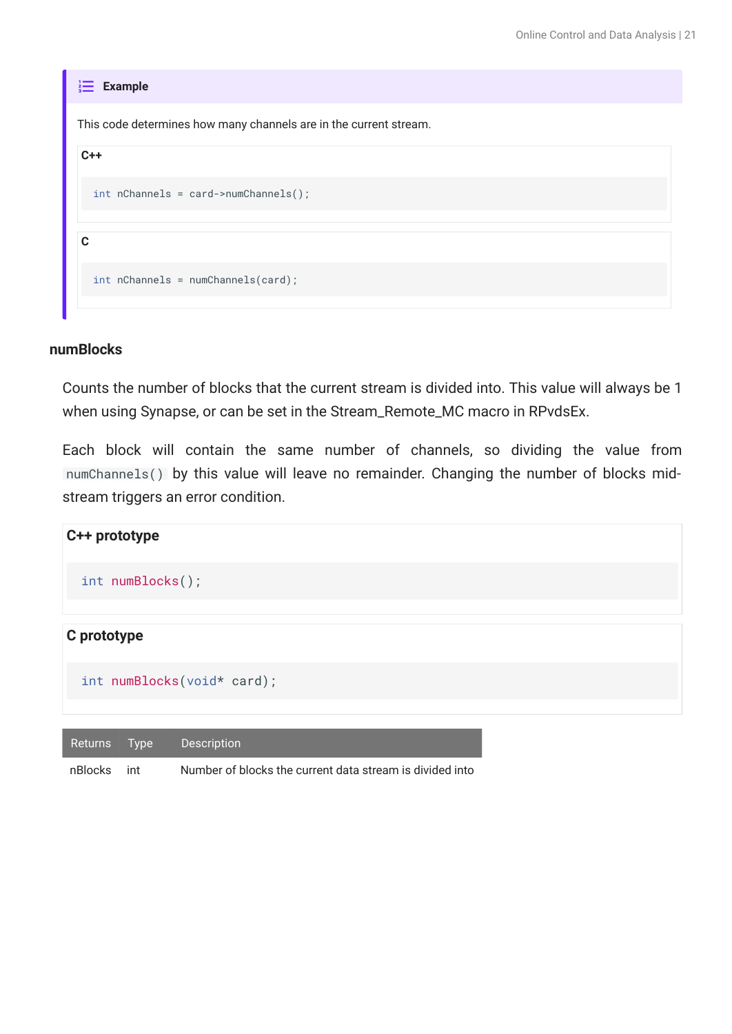> **Example**
>
> This code determines how many channels are in the current stream.
>
> **C++**
>
> ```
> int nChannels = card->numChannels();
> ```
>
> **C**
>
> ```
> int nChannels = numChannels(card);
> ```

### numBlocks

Counts the number of blocks that the current stream is divided into. This value will always be 1 when using Synapse, or can be set in the Stream_Remote_MC macro in RPvdsEx.

Each block will contain the same number of channels, so dividing the value from `numChannels()` by this value will leave no remainder. Changing the number of blocks mid-stream triggers an error condition.

**C++ prototype**

```
int numBlocks();
```

**C prototype**

```
int numBlocks(void* card);
```

| Returns | Type | Description |
|---|---|---|
| nBlocks | int | Number of blocks the current data stream is divided into |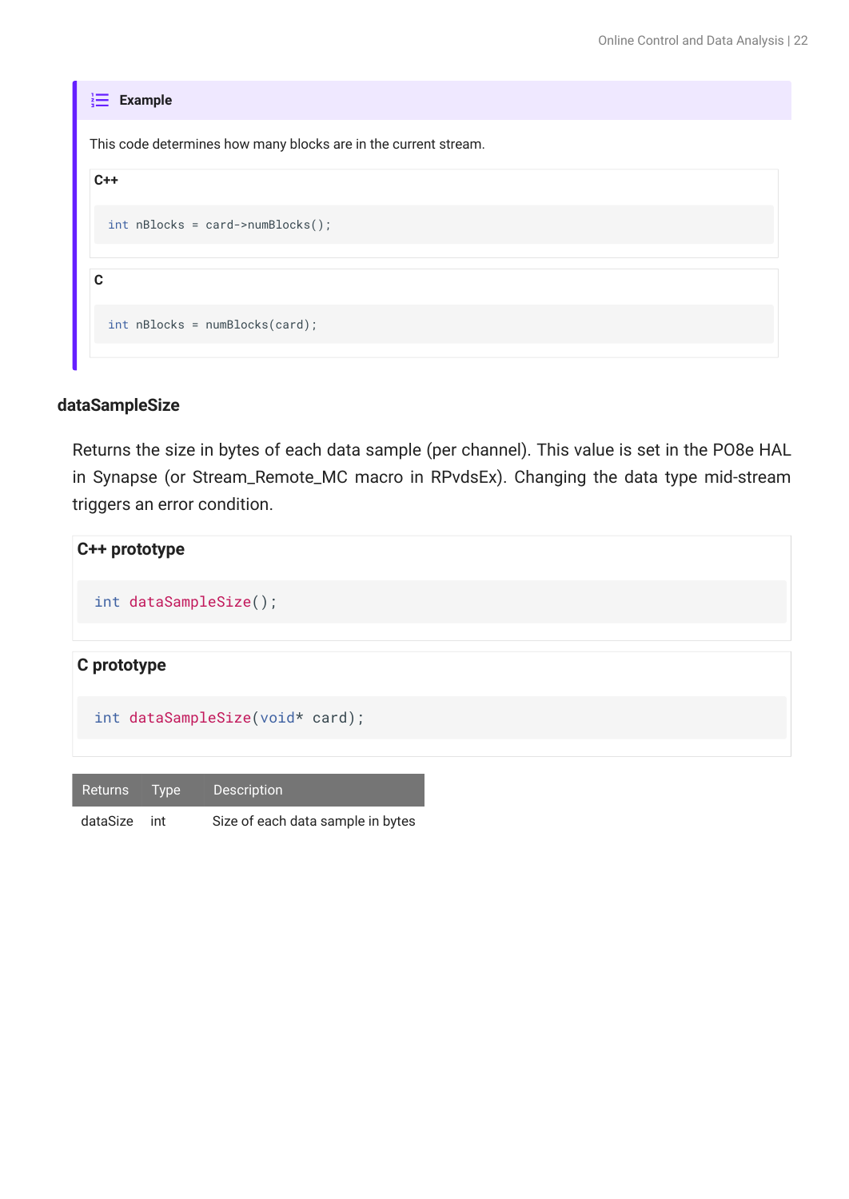**Example**

This code determines how many blocks are in the current stream.

**C++**

```
int nBlocks = card->numBlocks();
```

**C**

```
int nBlocks = numBlocks(card);
```

### dataSampleSize

Returns the size in bytes of each data sample (per channel). This value is set in the PO8e HAL in Synapse (or Stream_Remote_MC macro in RPvdsEx). Changing the data type mid-stream triggers an error condition.

**C++ prototype**

```
int dataSampleSize();
```

**C prototype**

```
int dataSampleSize(void* card);
```

| Returns | Type | Description |
|---|---|---|
| dataSize | int | Size of each data sample in bytes |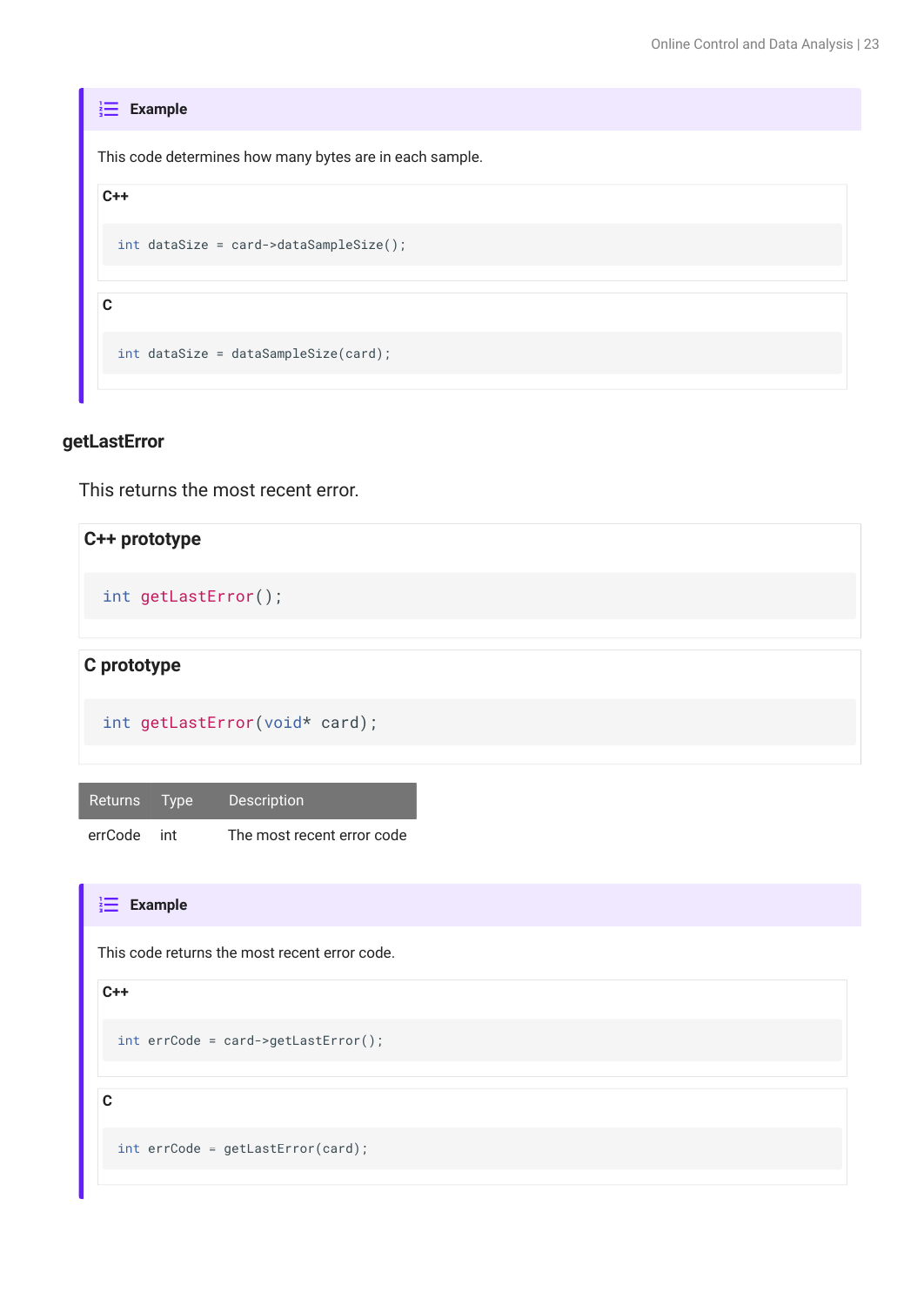**Example**

This code determines how many bytes are in each sample.

**C++**

```
int dataSize = card->dataSampleSize();
```

**C**

```
int dataSize = dataSampleSize(card);
```

### getLastError

This returns the most recent error.

**C++ prototype**

```
int getLastError();
```

**C prototype**

```
int getLastError(void* card);
```

| Returns | Type | Description |
|---|---|---|
| errCode | int | The most recent error code |

**Example**

This code returns the most recent error code.

**C++**

```
int errCode = card->getLastError();
```

**C**

```
int errCode = getLastError(card);
```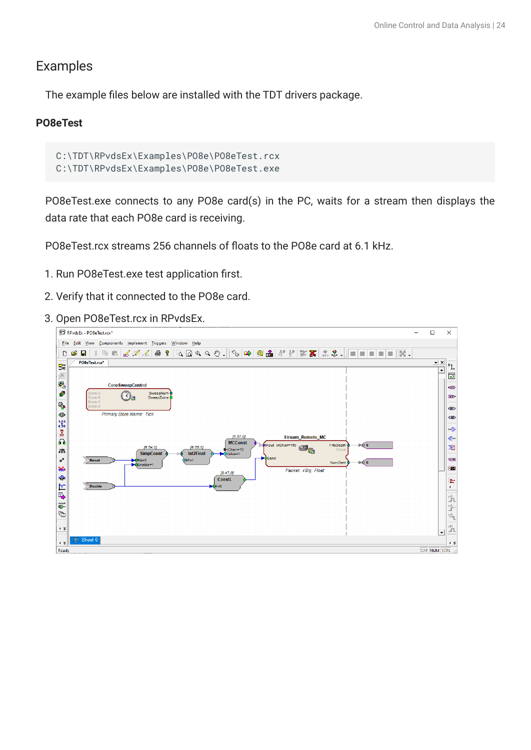## Examples

The example files below are installed with the TDT drivers package.

### PO8eTest

```
C:\TDT\RPvdsEx\Examples\PO8e\PO8eTest.rcx
C:\TDT\RPvdsEx\Examples\PO8e\PO8eTest.exe
```

PO8eTest.exe connects to any PO8e card(s) in the PC, waits for a stream then displays the data rate that each PO8e card is receiving.

PO8eTest.rcx streams 256 channels of floats to the PO8e card at 6.1 kHz.

1. Run PO8eTest.exe test application first.
2. Verify that it connected to the PO8e card.
3. Open PO8eTest.rcx in RPvdsEx.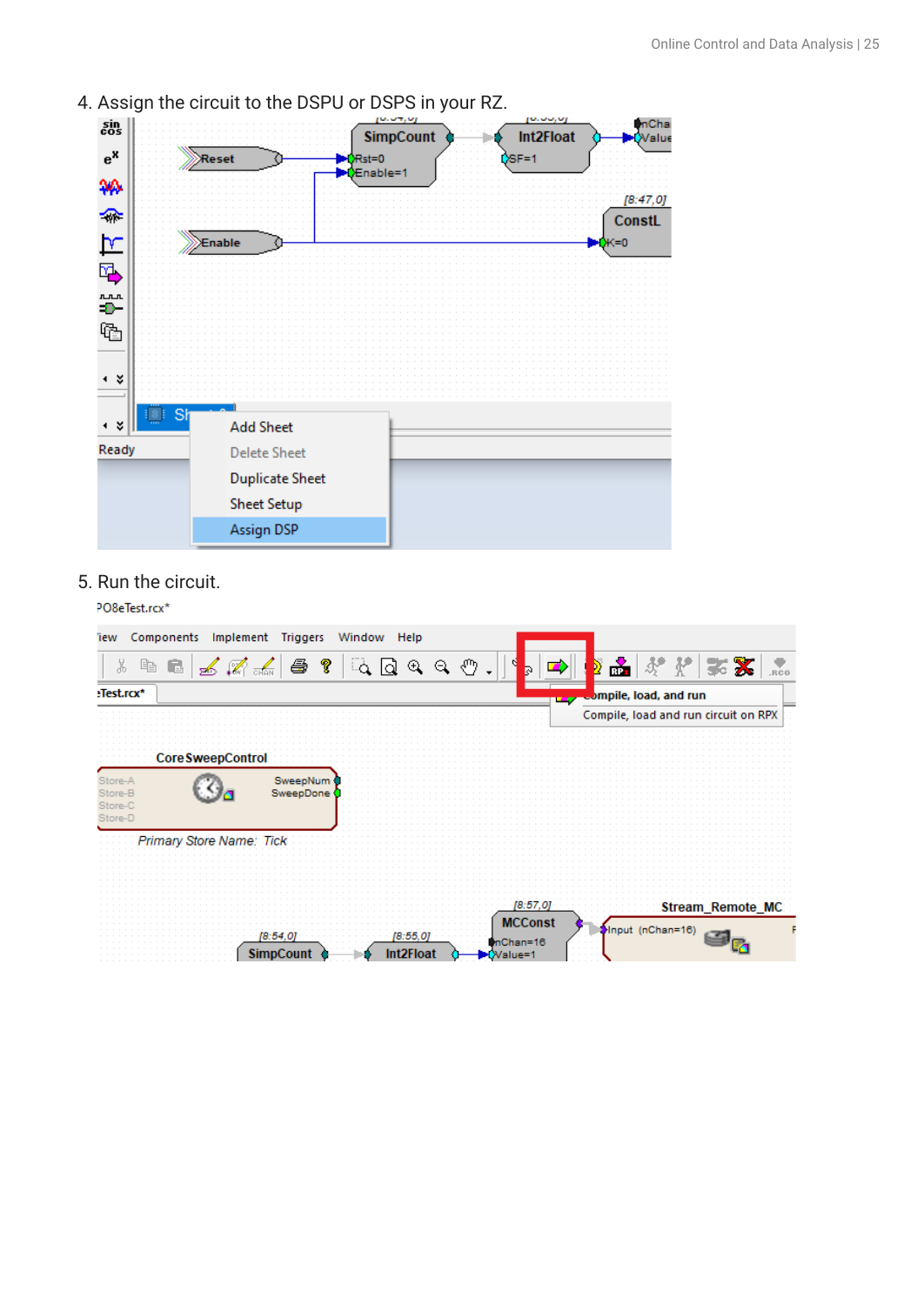4. Assign the circuit to the DSPU or DSPS in your RZ.

5. Run the circuit.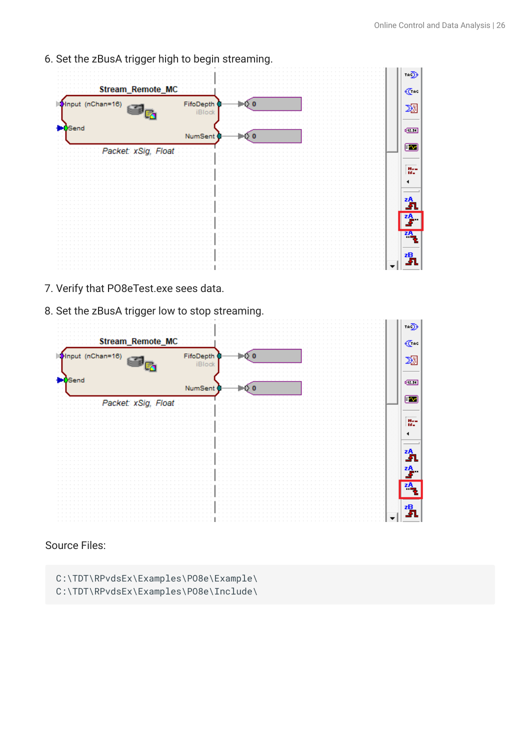6. Set the zBusA trigger high to begin streaming.

7. Verify that PO8eTest.exe sees data.

8. Set the zBusA trigger low to stop streaming.

Source Files:

```
C:\TDT\RPvdsEx\Examples\PO8e\Example\
C:\TDT\RPvdsEx\Examples\PO8e\Include\
```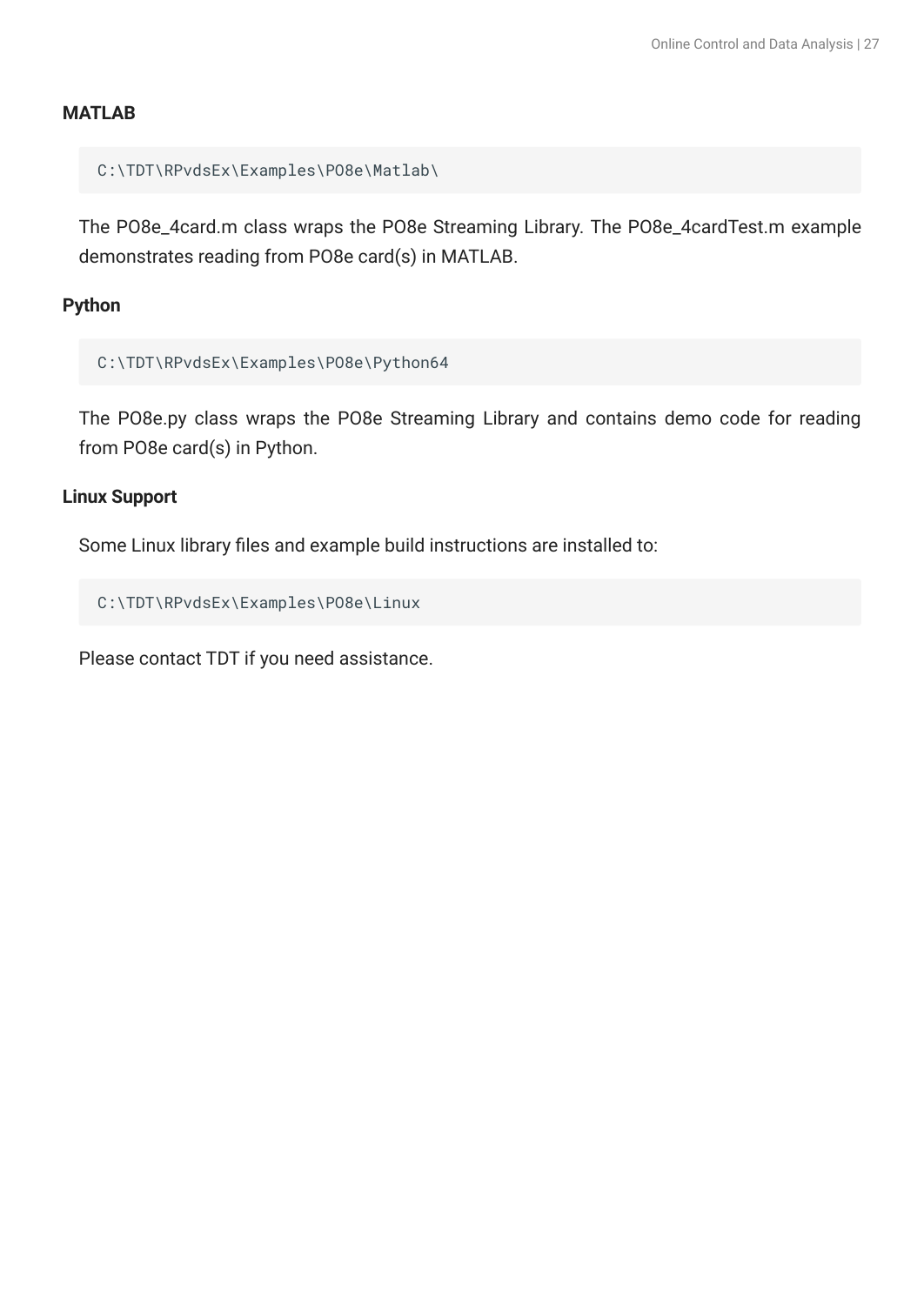#### MATLAB

```
C:\TDT\RPvdsEx\Examples\PO8e\Matlab\
```

The PO8e_4card.m class wraps the PO8e Streaming Library. The PO8e_4cardTest.m example demonstrates reading from PO8e card(s) in MATLAB.

#### Python

```
C:\TDT\RPvdsEx\Examples\PO8e\Python64
```

The PO8e.py class wraps the PO8e Streaming Library and contains demo code for reading from PO8e card(s) in Python.

#### Linux Support

Some Linux library files and example build instructions are installed to:

```
C:\TDT\RPvdsEx\Examples\PO8e\Linux
```

Please contact TDT if you need assistance.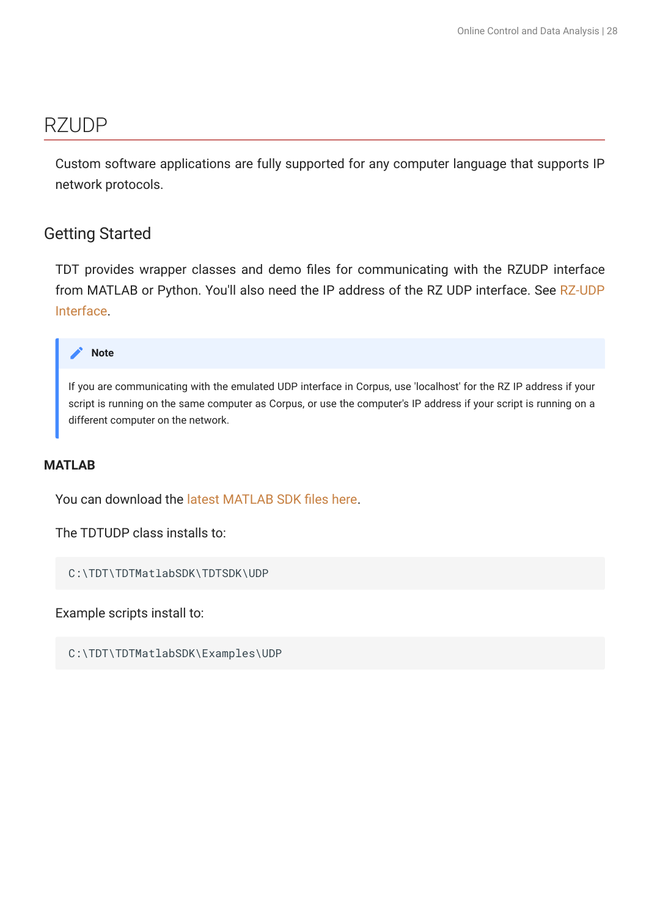# RZUDP

Custom software applications are fully supported for any computer language that supports IP network protocols.

## Getting Started

TDT provides wrapper classes and demo files for communicating with the RZUDP interface from MATLAB or Python. You'll also need the IP address of the RZ UDP interface. See RZ-UDP Interface.

> **Note**
>
> If you are communicating with the emulated UDP interface in Corpus, use 'localhost' for the RZ IP address if your script is running on the same computer as Corpus, or use the computer's IP address if your script is running on a different computer on the network.

### MATLAB

You can download the latest MATLAB SDK files here.

The TDTUDP class installs to:

```
C:\TDT\TDTMatlabSDK\TDTSDK\UDP
```

Example scripts install to:

```
C:\TDT\TDTMatlabSDK\Examples\UDP
```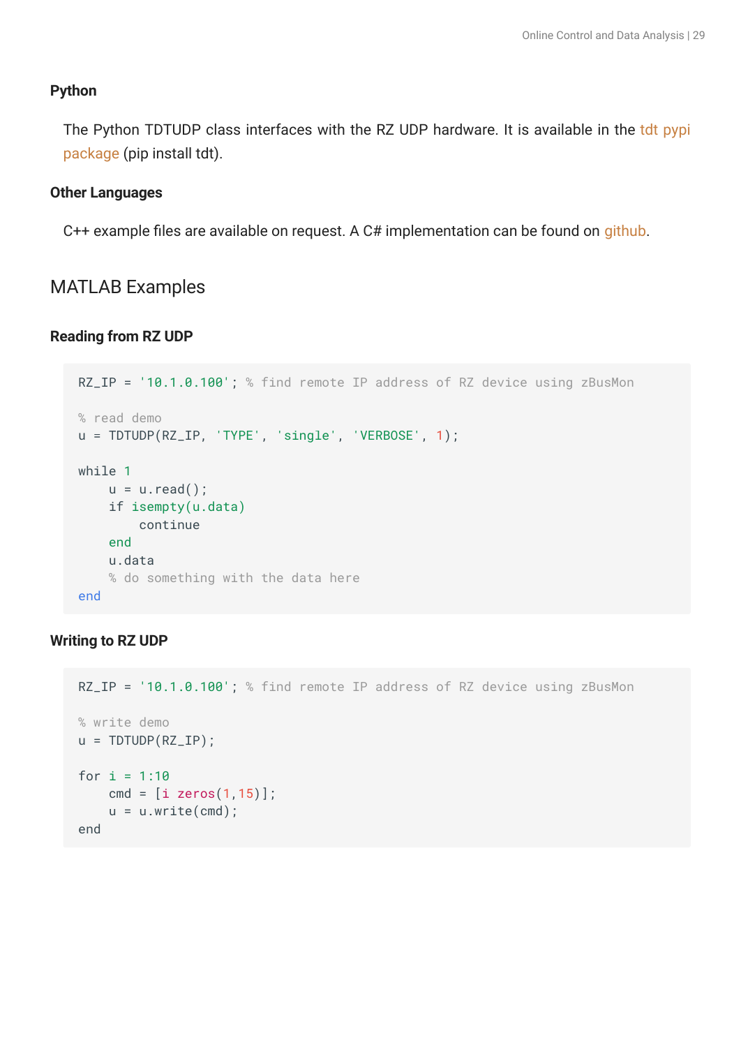### Python

The Python TDTUDP class interfaces with the RZ UDP hardware. It is available in the tdt pypi package (pip install tdt).

### Other Languages

C++ example files are available on request. A C# implementation can be found on github.

## MATLAB Examples

### Reading from RZ UDP

```
RZ_IP = '10.1.0.100'; % find remote IP address of RZ device using zBusMon

% read demo
u = TDTUDP(RZ_IP, 'TYPE', 'single', 'VERBOSE', 1);

while 1
    u = u.read();
    if isempty(u.data)
        continue
    end
    u.data
    % do something with the data here
end
```

### Writing to RZ UDP

```
RZ_IP = '10.1.0.100'; % find remote IP address of RZ device using zBusMon

% write demo
u = TDTUDP(RZ_IP);

for i = 1:10
    cmd = [i zeros(1,15)];
    u = u.write(cmd);
end
```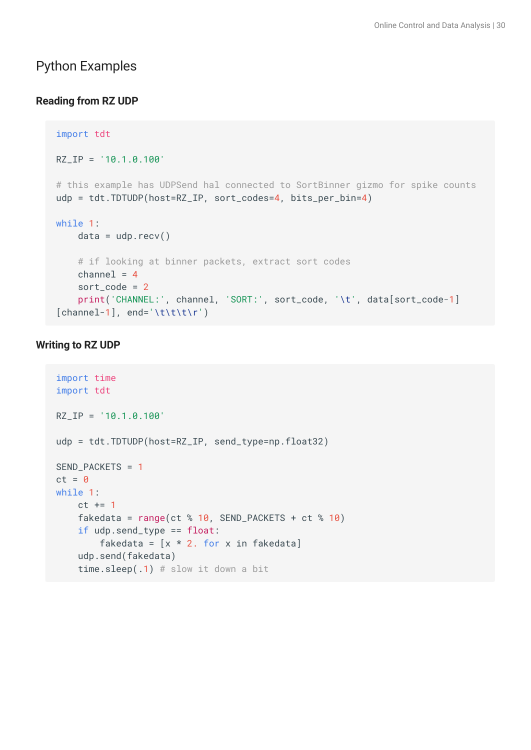# Python Examples

### Reading from RZ UDP

```
import tdt

RZ_IP = '10.1.0.100'

# this example has UDPSend hal connected to SortBinner gizmo for spike counts
udp = tdt.TDTUDP(host=RZ_IP, sort_codes=4, bits_per_bin=4)

while 1:
    data = udp.recv()

    # if looking at binner packets, extract sort codes
    channel = 4
    sort_code = 2
    print('CHANNEL:', channel, 'SORT:', sort_code, '\t', data[sort_code-1]
[channel-1], end='\t\t\t\r')
```

### Writing to RZ UDP

```
import time
import tdt

RZ_IP = '10.1.0.100'

udp = tdt.TDTUDP(host=RZ_IP, send_type=np.float32)

SEND_PACKETS = 1
ct = 0
while 1:
    ct += 1
    fakedata = range(ct % 10, SEND_PACKETS + ct % 10)
    if udp.send_type == float:
        fakedata = [x * 2. for x in fakedata]
    udp.send(fakedata)
    time.sleep(.1) # slow it down a bit
```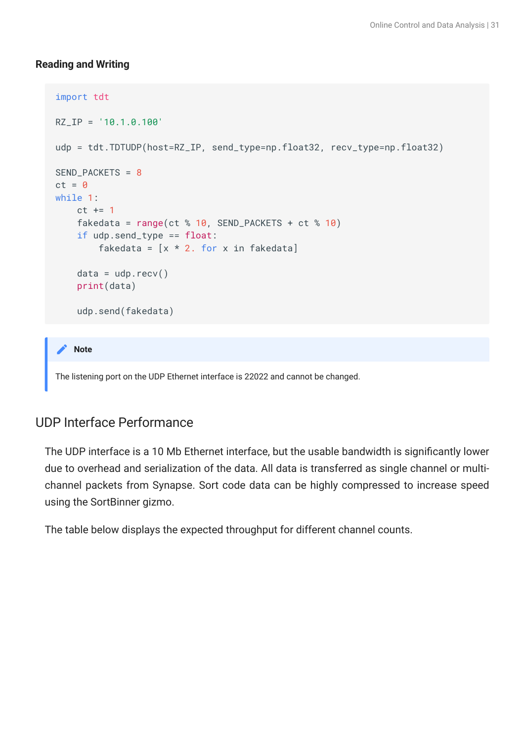#### Reading and Writing

```
import tdt

RZ_IP = '10.1.0.100'

udp = tdt.TDTUDP(host=RZ_IP, send_type=np.float32, recv_type=np.float32)

SEND_PACKETS = 8
ct = 0
while 1:
    ct += 1
    fakedata = range(ct % 10, SEND_PACKETS + ct % 10)
    if udp.send_type == float:
        fakedata = [x * 2. for x in fakedata]

    data = udp.recv()
    print(data)

    udp.send(fakedata)
```

> **Note**
>
> The listening port on the UDP Ethernet interface is 22022 and cannot be changed.

## UDP Interface Performance

The UDP interface is a 10 Mb Ethernet interface, but the usable bandwidth is significantly lower due to overhead and serialization of the data. All data is transferred as single channel or multi-channel packets from Synapse. Sort code data can be highly compressed to increase speed using the SortBinner gizmo.

The table below displays the expected throughput for different channel counts.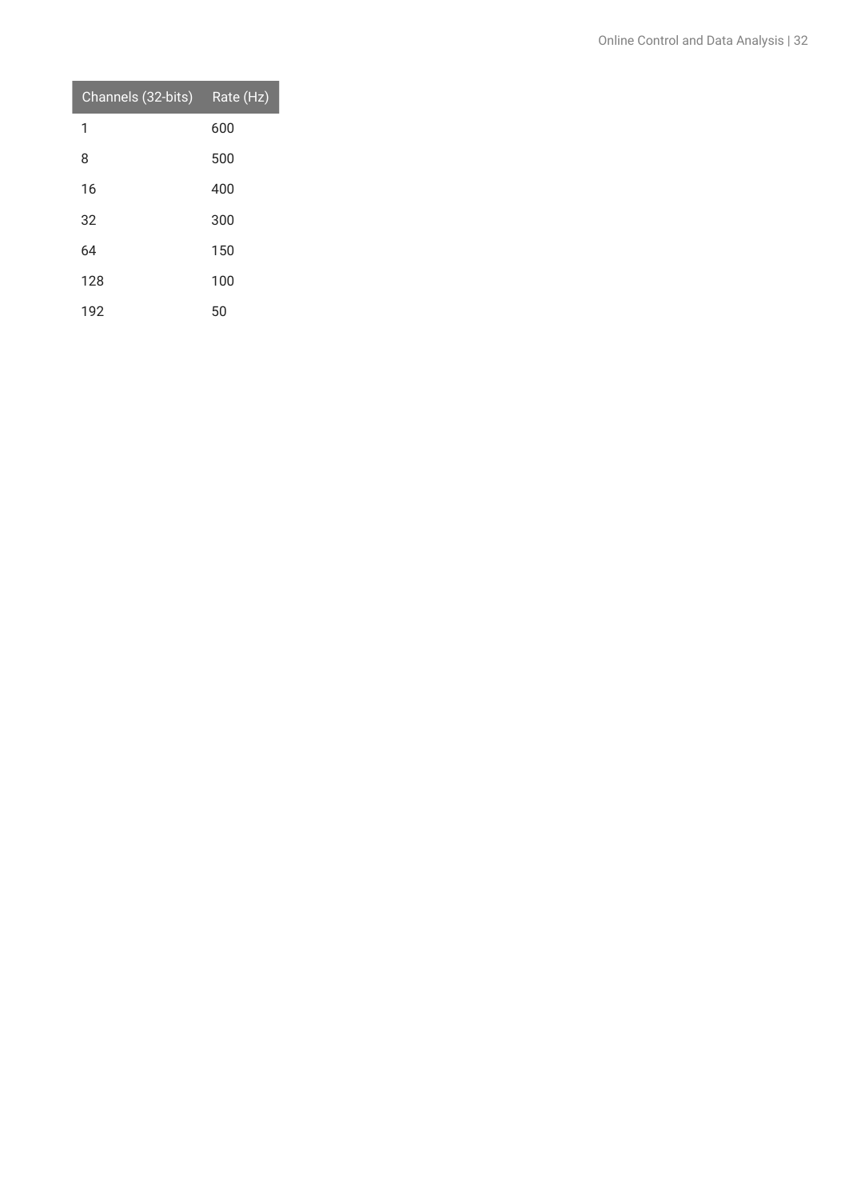| Channels (32-bits) | Rate (Hz) |
| --- | --- |
| 1 | 600 |
| 8 | 500 |
| 16 | 400 |
| 32 | 300 |
| 64 | 150 |
| 128 | 100 |
| 192 | 50 |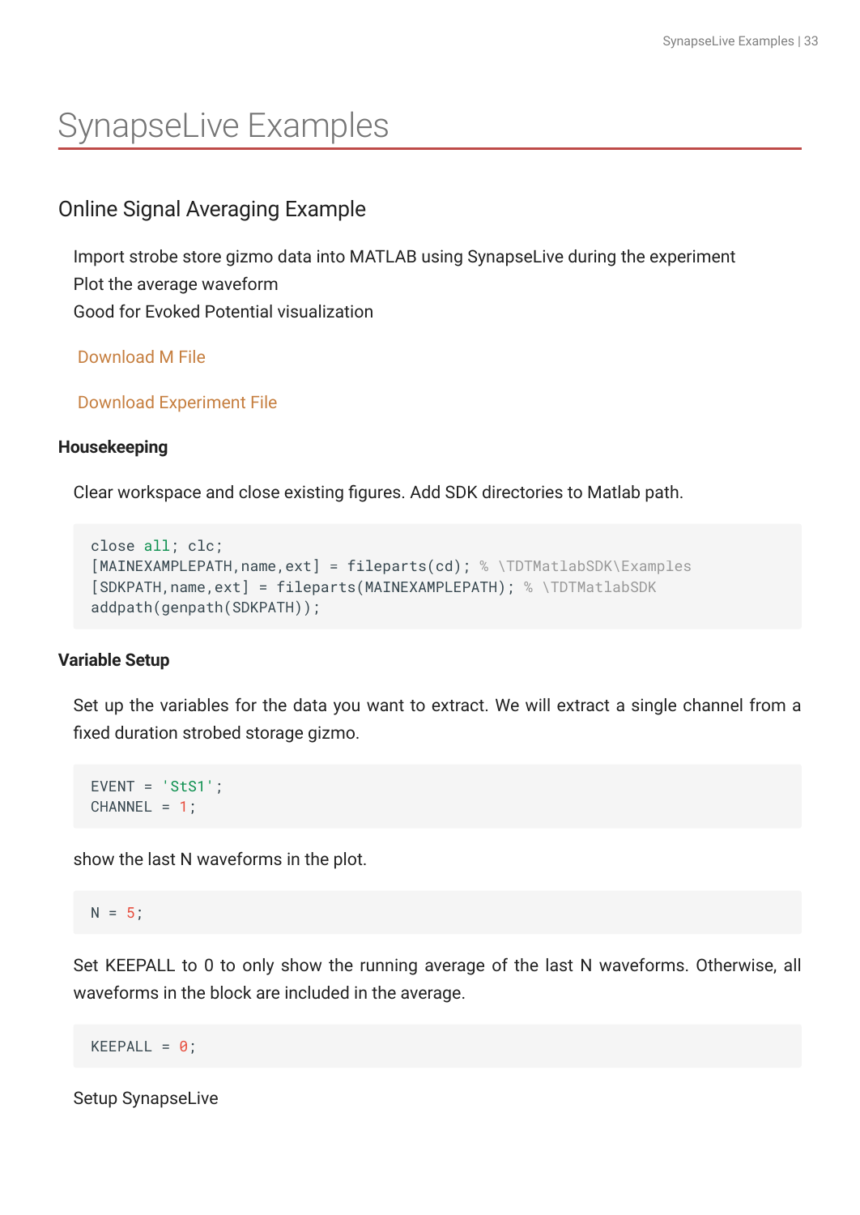# SynapseLive Examples

## Online Signal Averaging Example

Import strobe store gizmo data into MATLAB using SynapseLive during the experiment
Plot the average waveform
Good for Evoked Potential visualization

Download M File

Download Experiment File

**Housekeeping**

Clear workspace and close existing figures. Add SDK directories to Matlab path.

```
close all; clc;
[MAINEXAMPLEPATH,name,ext] = fileparts(cd); % \TDTMatlabSDK\Examples
[SDKPATH,name,ext] = fileparts(MAINEXAMPLEPATH); % \TDTMatlabSDK
addpath(genpath(SDKPATH));
```

**Variable Setup**

Set up the variables for the data you want to extract. We will extract a single channel from a fixed duration strobed storage gizmo.

```
EVENT = 'StS1';
CHANNEL = 1;
```

show the last N waveforms in the plot.

```
N = 5;
```

Set KEEPALL to 0 to only show the running average of the last N waveforms. Otherwise, all waveforms in the block are included in the average.

```
KEEPALL = 0;
```

Setup SynapseLive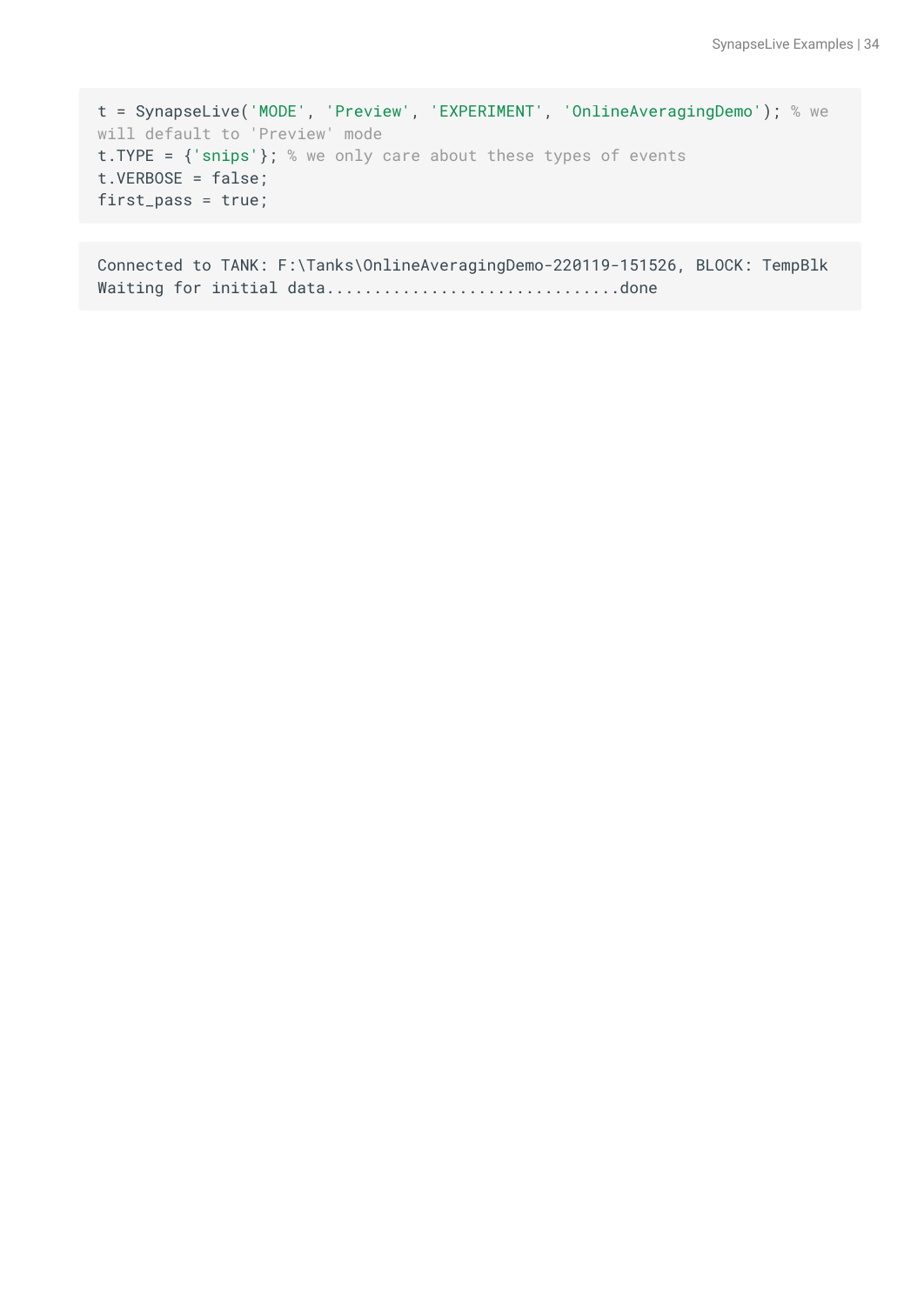```
t = SynapseLive('MODE', 'Preview', 'EXPERIMENT', 'OnlineAveragingDemo'); % we will default to 'Preview' mode
t.TYPE = {'snips'}; % we only care about these types of events
t.VERBOSE = false;
first_pass = true;
```

```
Connected to TANK: F:\Tanks\OnlineAveragingDemo-220119-151526, BLOCK: TempBlk
Waiting for initial data...............................done
```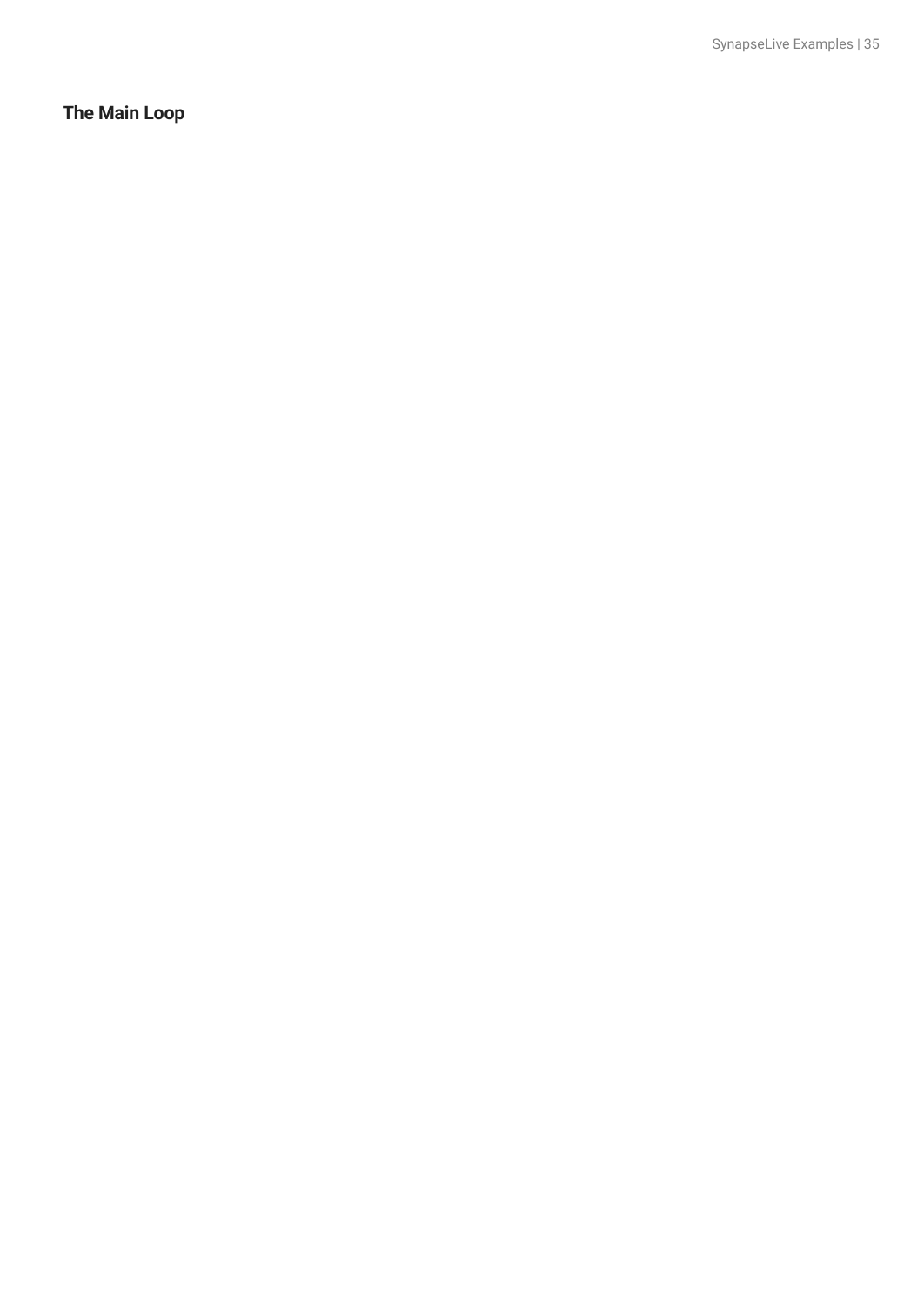### The Main Loop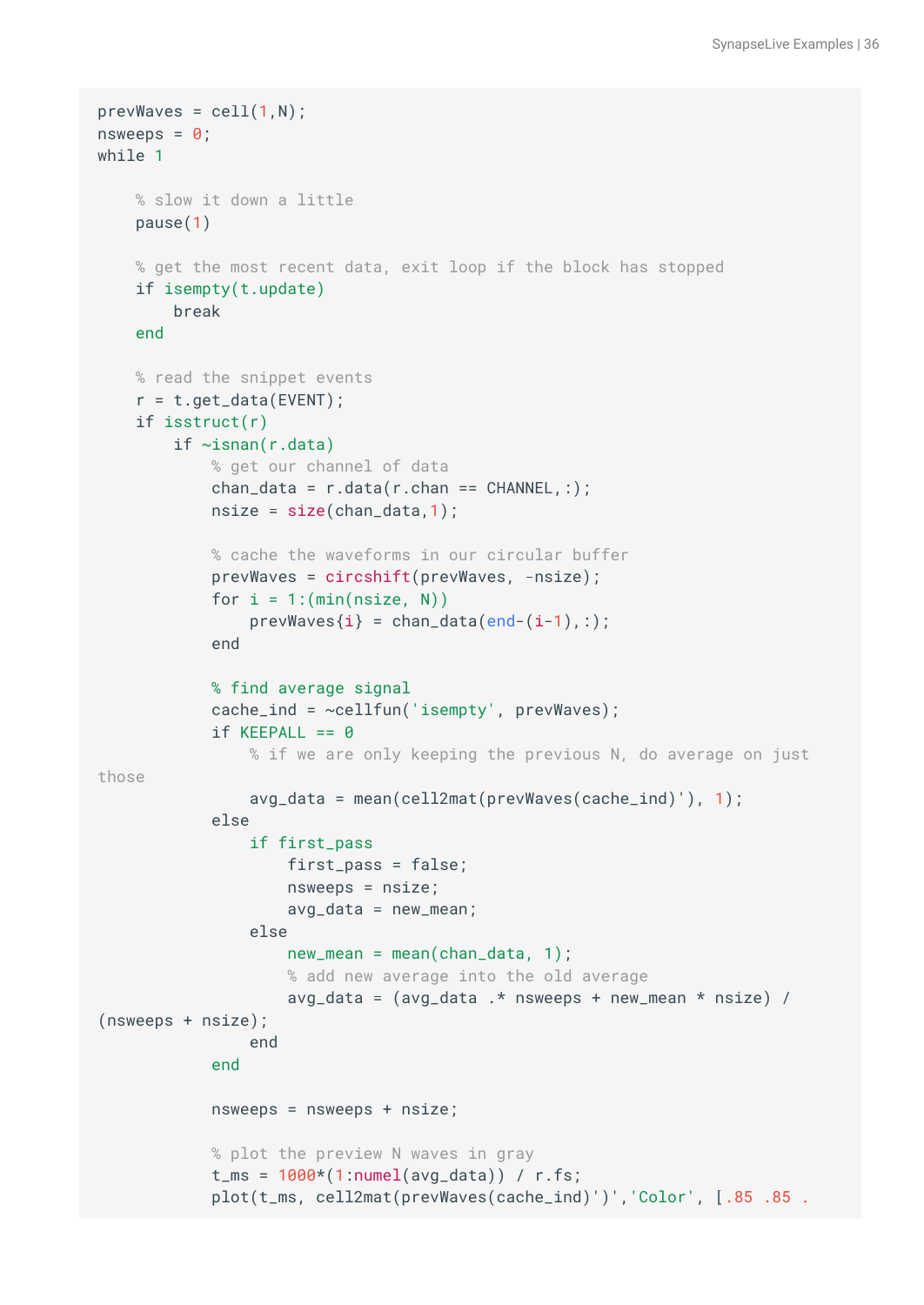```
prevWaves = cell(1,N);
nsweeps = 0;
while 1

    % slow it down a little
    pause(1)

    % get the most recent data, exit loop if the block has stopped
    if isempty(t.update)
        break
    end

    % read the snippet events
    r = t.get_data(EVENT);
    if isstruct(r)
        if ~isnan(r.data)
            % get our channel of data
            chan_data = r.data(r.chan == CHANNEL,:);
            nsize = size(chan_data,1);

            % cache the waveforms in our circular buffer
            prevWaves = circshift(prevWaves, -nsize);
            for i = 1:(min(nsize, N))
                prevWaves{i} = chan_data(end-(i-1),:);
            end

            % find average signal
            cache_ind = ~cellfun('isempty', prevWaves);
            if KEEPALL == 0
                % if we are only keeping the previous N, do average on just
those
                avg_data = mean(cell2mat(prevWaves(cache_ind)'), 1);
            else
                if first_pass
                    first_pass = false;
                    nsweeps = nsize;
                    avg_data = new_mean;
                else
                    new_mean = mean(chan_data, 1);
                    % add new average into the old average
                    avg_data = (avg_data .* nsweeps + new_mean * nsize) /
(nsweeps + nsize);
                end
            end

            nsweeps = nsweeps + nsize;

            % plot the preview N waves in gray
            t_ms = 1000*(1:numel(avg_data)) / r.fs;
            plot(t_ms, cell2mat(prevWaves(cache_ind)')','Color', [.85 .85 .
```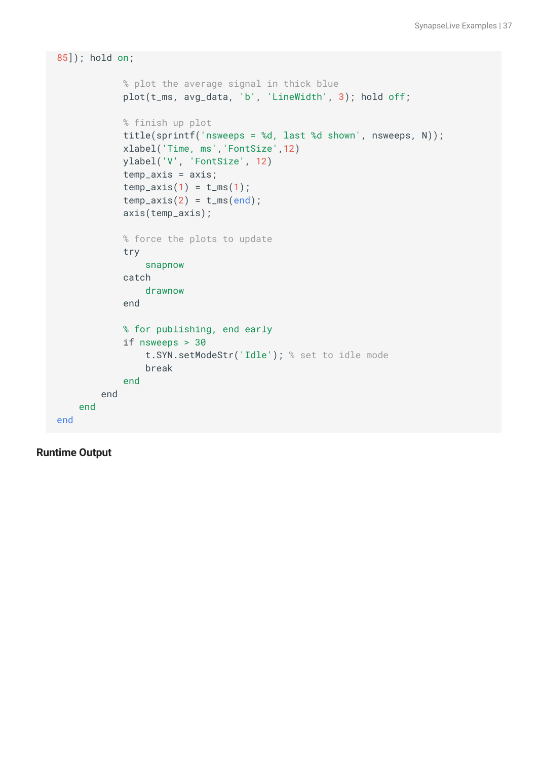```
85]); hold on;

            % plot the average signal in thick blue
            plot(t_ms, avg_data, 'b', 'LineWidth', 3); hold off;

            % finish up plot
            title(sprintf('nsweeps = %d, last %d shown', nsweeps, N));
            xlabel('Time, ms','FontSize',12)
            ylabel('V', 'FontSize', 12)
            temp_axis = axis;
            temp_axis(1) = t_ms(1);
            temp_axis(2) = t_ms(end);
            axis(temp_axis);

            % force the plots to update
            try
                snapnow
            catch
                drawnow
            end

            % for publishing, end early
            if nsweeps > 30
                t.SYN.setModeStr('Idle'); % set to idle mode
                break
            end
        end
    end
end
```

**Runtime Output**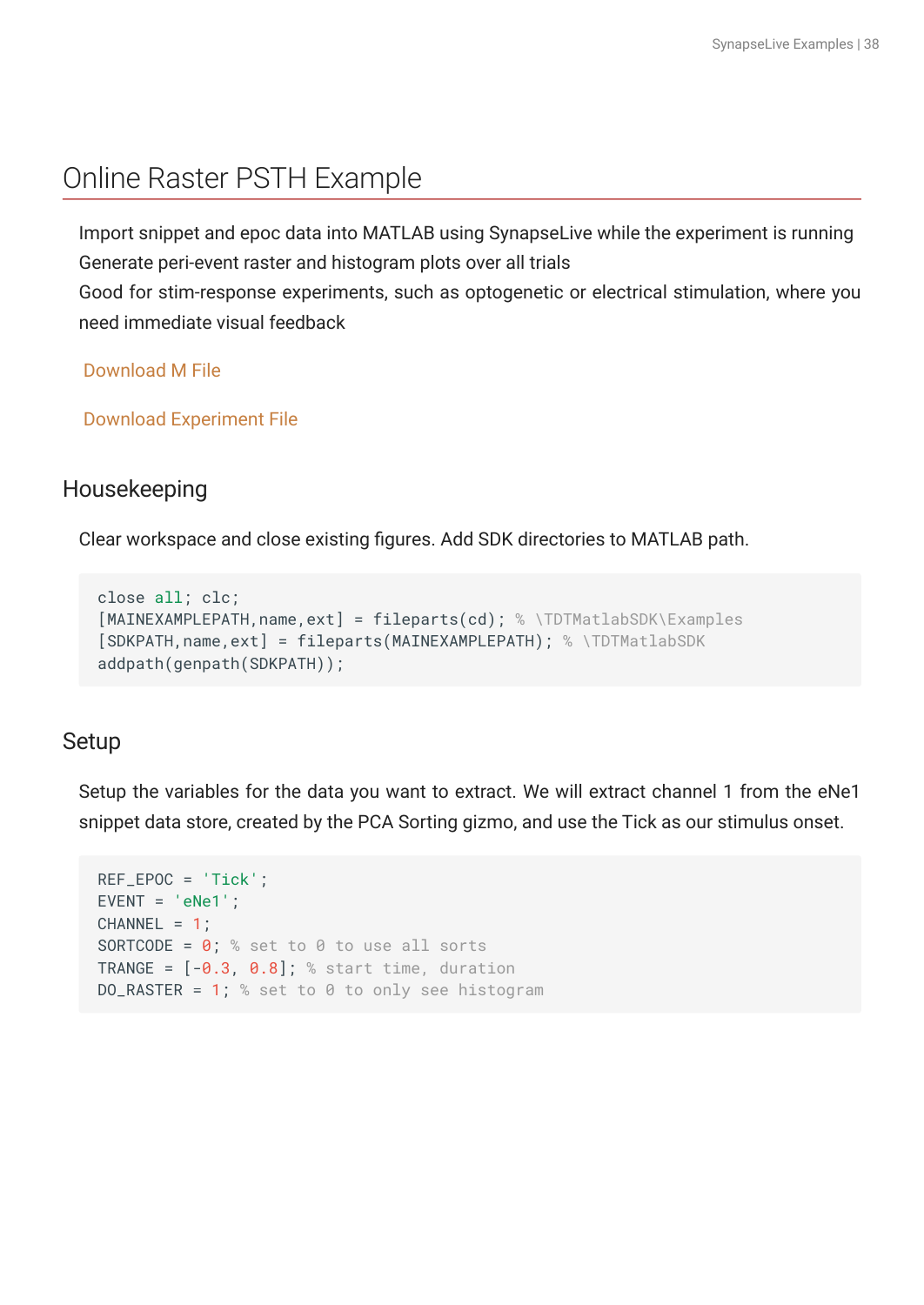# Online Raster PSTH Example

Import snippet and epoc data into MATLAB using SynapseLive while the experiment is running
Generate peri-event raster and histogram plots over all trials
Good for stim-response experiments, such as optogenetic or electrical stimulation, where you need immediate visual feedback

Download M File

Download Experiment File

## Housekeeping

Clear workspace and close existing figures. Add SDK directories to MATLAB path.

```
close all; clc;
[MAINEXAMPLEPATH,name,ext] = fileparts(cd); % \TDTMatlabSDK\Examples
[SDKPATH,name,ext] = fileparts(MAINEXAMPLEPATH); % \TDTMatlabSDK
addpath(genpath(SDKPATH));
```

## Setup

Setup the variables for the data you want to extract. We will extract channel 1 from the eNe1 snippet data store, created by the PCA Sorting gizmo, and use the Tick as our stimulus onset.

```
REF_EPOC = 'Tick';
EVENT = 'eNe1';
CHANNEL = 1;
SORTCODE = 0; % set to 0 to use all sorts
TRANGE = [-0.3, 0.8]; % start time, duration
DO_RASTER = 1; % set to 0 to only see histogram
```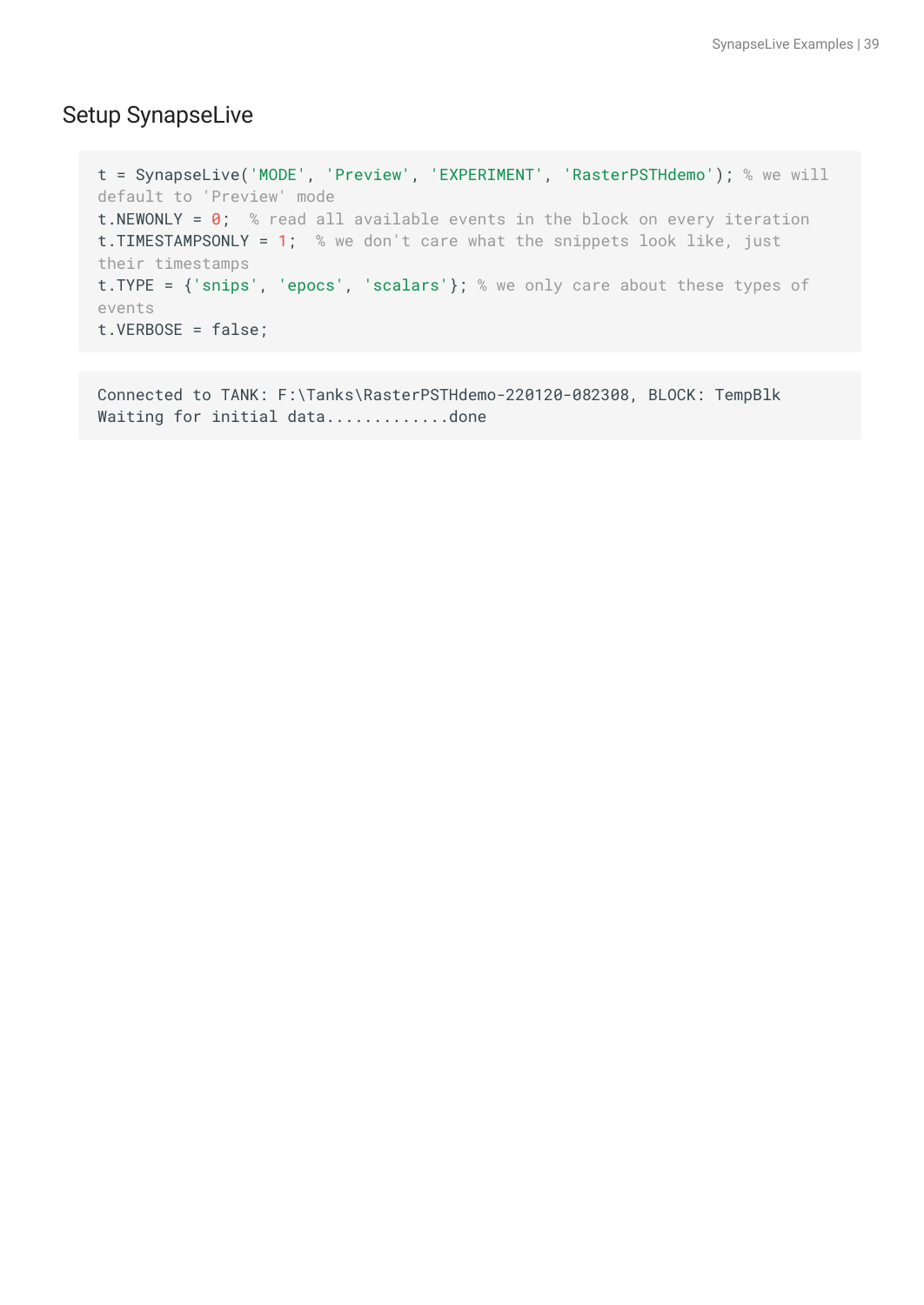## Setup SynapseLive

```
t = SynapseLive('MODE', 'Preview', 'EXPERIMENT', 'RasterPSTHdemo'); % we will default to 'Preview' mode
t.NEWONLY = 0;  % read all available events in the block on every iteration
t.TIMESTAMPSONLY = 1;  % we don't care what the snippets look like, just their timestamps
t.TYPE = {'snips', 'epocs', 'scalars'}; % we only care about these types of events
t.VERBOSE = false;
```

```
Connected to TANK: F:\Tanks\RasterPSTHdemo-220120-082308, BLOCK: TempBlk
Waiting for initial data.............done
```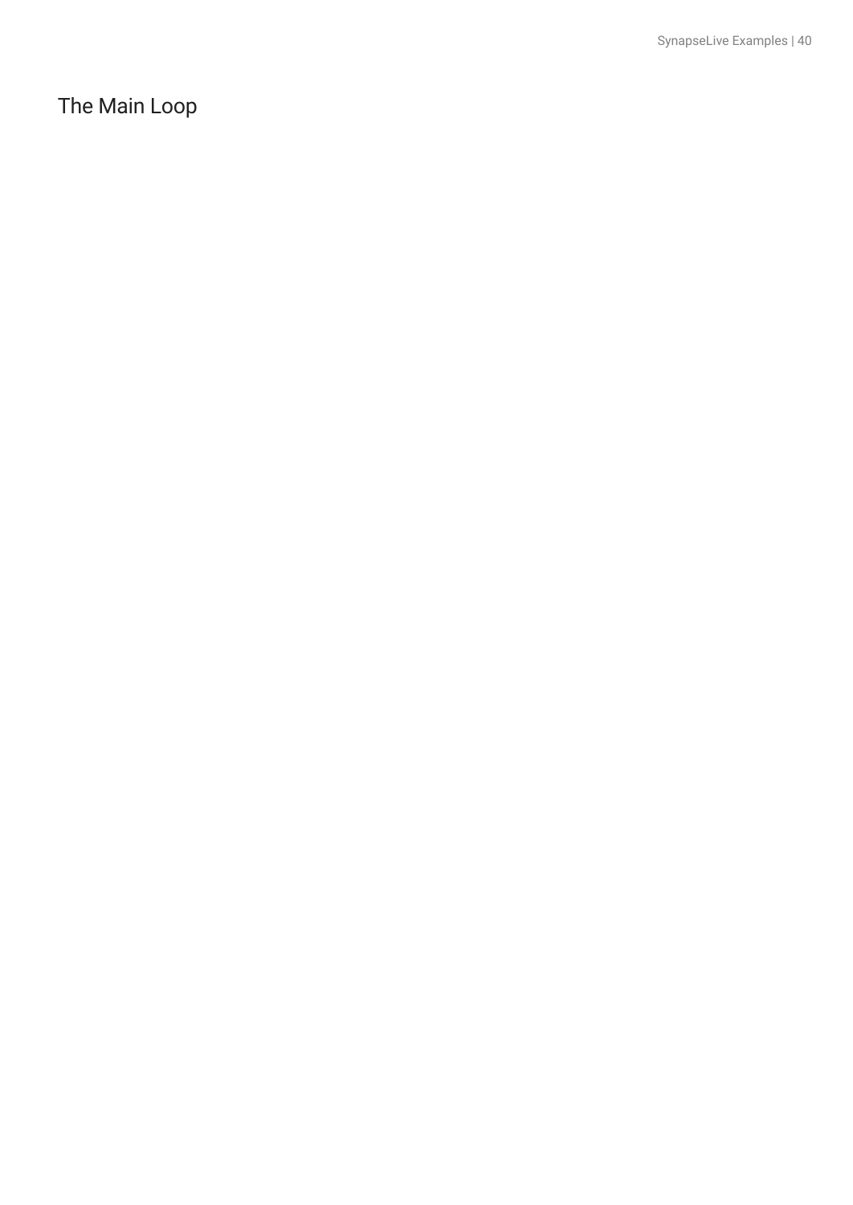## The Main Loop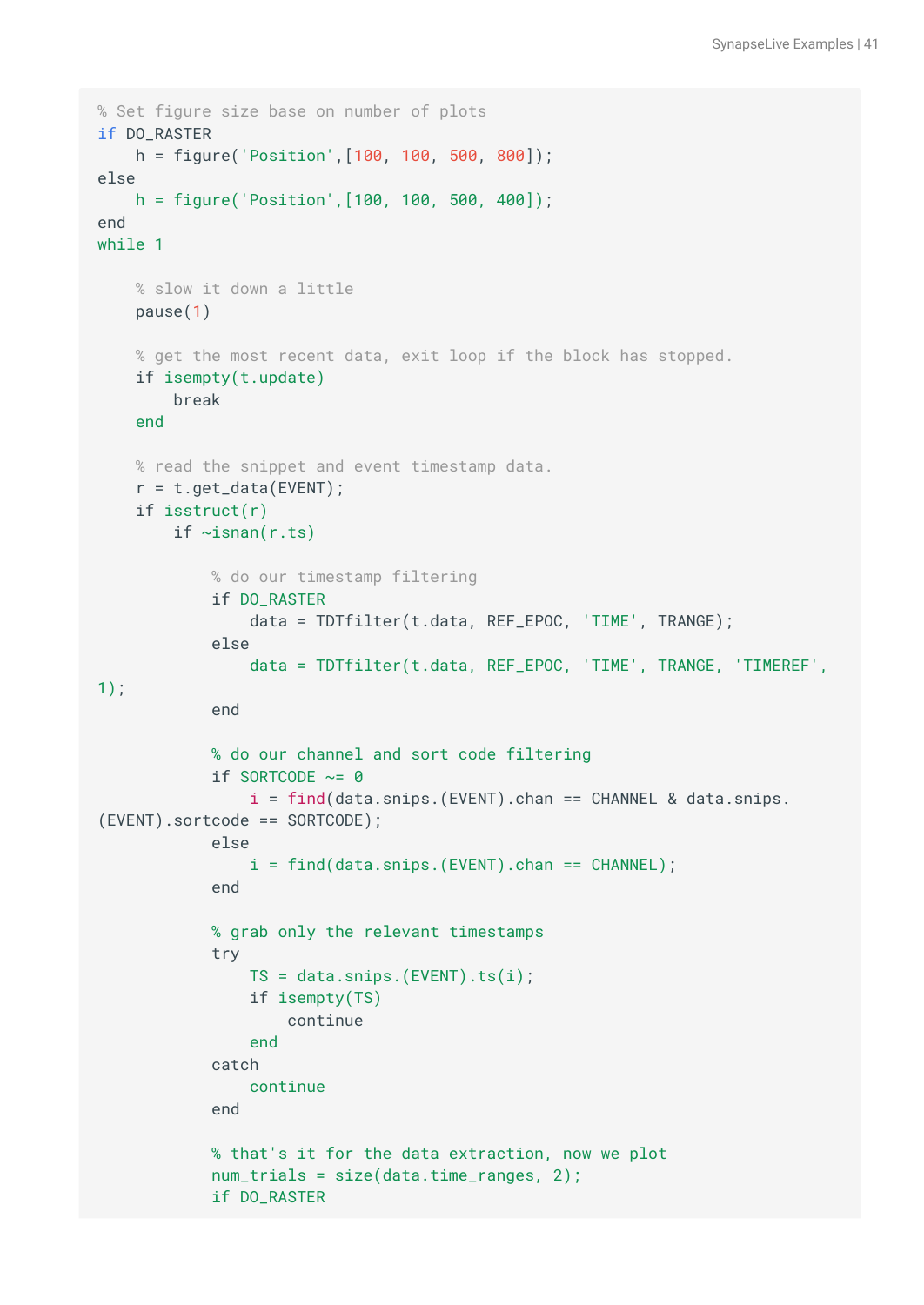```
% Set figure size base on number of plots
if DO_RASTER
    h = figure('Position',[100, 100, 500, 800]);
else
    h = figure('Position',[100, 100, 500, 400]);
end
while 1

    % slow it down a little
    pause(1)

    % get the most recent data, exit loop if the block has stopped.
    if isempty(t.update)
        break
    end

    % read the snippet and event timestamp data.
    r = t.get_data(EVENT);
    if isstruct(r)
        if ~isnan(r.ts)

            % do our timestamp filtering
            if DO_RASTER
                data = TDTfilter(t.data, REF_EPOC, 'TIME', TRANGE);
            else
                data = TDTfilter(t.data, REF_EPOC, 'TIME', TRANGE, 'TIMEREF',
1);
            end

            % do our channel and sort code filtering
            if SORTCODE ~= 0
                i = find(data.snips.(EVENT).chan == CHANNEL & data.snips.
(EVENT).sortcode == SORTCODE);
            else
                i = find(data.snips.(EVENT).chan == CHANNEL);
            end

            % grab only the relevant timestamps
            try
                TS = data.snips.(EVENT).ts(i);
                if isempty(TS)
                    continue
                end
            catch
                continue
            end

            % that's it for the data extraction, now we plot
            num_trials = size(data.time_ranges, 2);
            if DO_RASTER
```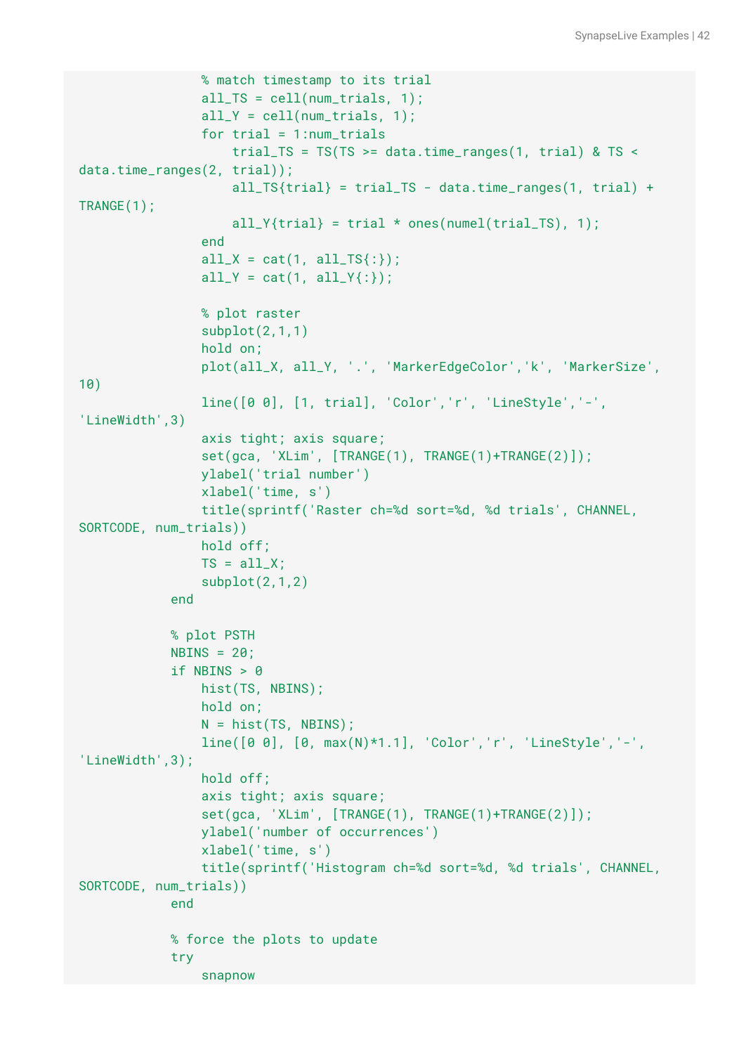```
                % match timestamp to its trial
                all_TS = cell(num_trials, 1);
                all_Y = cell(num_trials, 1);
                for trial = 1:num_trials
                    trial_TS = TS(TS >= data.time_ranges(1, trial) & TS <
data.time_ranges(2, trial));
                    all_TS{trial} = trial_TS - data.time_ranges(1, trial) +
TRANGE(1);
                    all_Y{trial} = trial * ones(numel(trial_TS), 1);
                end
                all_X = cat(1, all_TS{:});
                all_Y = cat(1, all_Y{:});

                % plot raster
                subplot(2,1,1)
                hold on;
                plot(all_X, all_Y, '.', 'MarkerEdgeColor','k', 'MarkerSize',
10)
                line([0 0], [1, trial], 'Color','r', 'LineStyle','-',
'LineWidth',3)
                axis tight; axis square;
                set(gca, 'XLim', [TRANGE(1), TRANGE(1)+TRANGE(2)]);
                ylabel('trial number')
                xlabel('time, s')
                title(sprintf('Raster ch=%d sort=%d, %d trials', CHANNEL,
SORTCODE, num_trials))
                hold off;
                TS = all_X;
                subplot(2,1,2)
            end

            % plot PSTH
            NBINS = 20;
            if NBINS > 0
                hist(TS, NBINS);
                hold on;
                N = hist(TS, NBINS);
                line([0 0], [0, max(N)*1.1], 'Color','r', 'LineStyle','-',
'LineWidth',3);
                hold off;
                axis tight; axis square;
                set(gca, 'XLim', [TRANGE(1), TRANGE(1)+TRANGE(2)]);
                ylabel('number of occurrences')
                xlabel('time, s')
                title(sprintf('Histogram ch=%d sort=%d, %d trials', CHANNEL,
SORTCODE, num_trials))
            end

            % force the plots to update
            try
                snapnow
```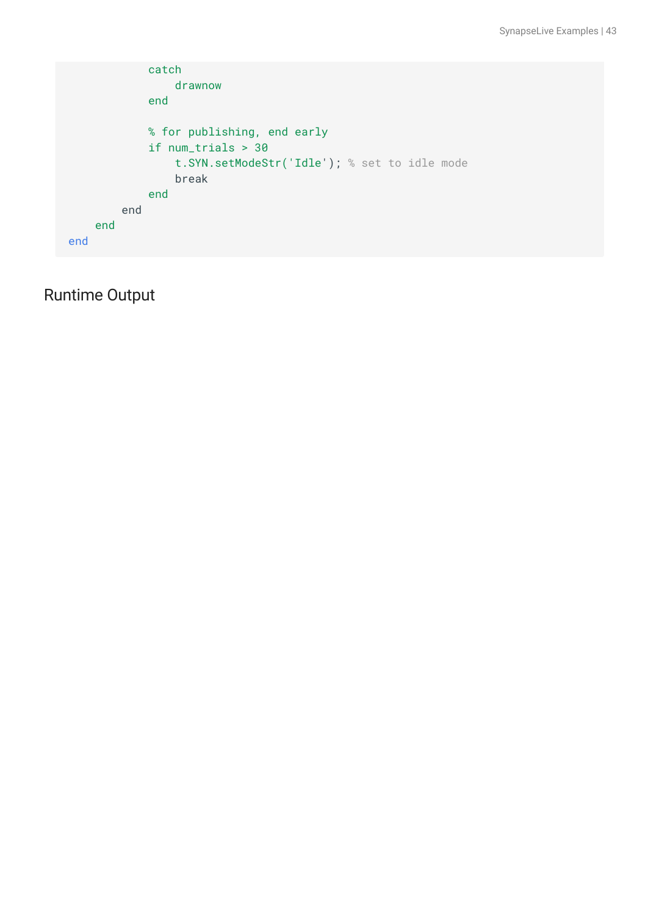```
            catch
                drawnow
            end

            % for publishing, end early
            if num_trials > 30
                t.SYN.setModeStr('Idle'); % set to idle mode
                break
            end
        end
    end
end
```

## Runtime Output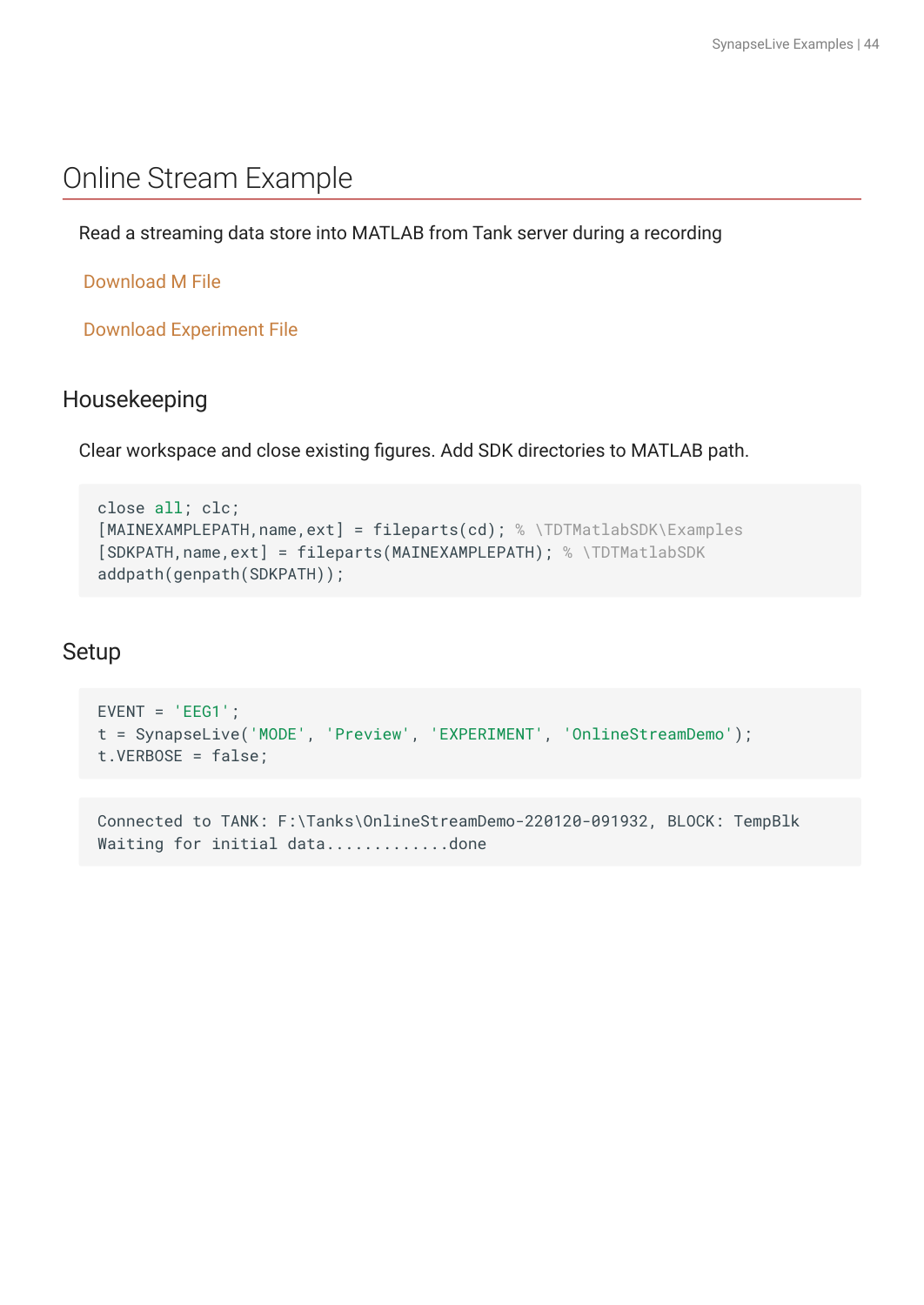# Online Stream Example

Read a streaming data store into MATLAB from Tank server during a recording

Download M File

Download Experiment File

## Housekeeping

Clear workspace and close existing figures. Add SDK directories to MATLAB path.

```
close all; clc;
[MAINEXAMPLEPATH,name,ext] = fileparts(cd); % \TDTMatlabSDK\Examples
[SDKPATH,name,ext] = fileparts(MAINEXAMPLEPATH); % \TDTMatlabSDK
addpath(genpath(SDKPATH));
```

## Setup

```
EVENT = 'EEG1';
t = SynapseLive('MODE', 'Preview', 'EXPERIMENT', 'OnlineStreamDemo');
t.VERBOSE = false;
```

```
Connected to TANK: F:\Tanks\OnlineStreamDemo-220120-091932, BLOCK: TempBlk
Waiting for initial data.............done
```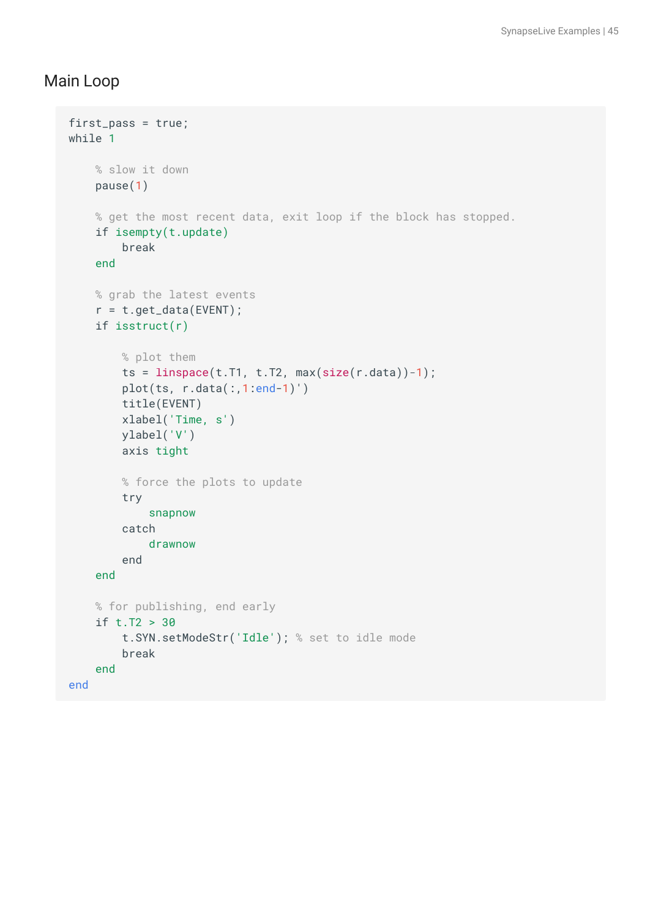## Main Loop

```
first_pass = true;
while 1

    % slow it down
    pause(1)

    % get the most recent data, exit loop if the block has stopped.
    if isempty(t.update)
        break
    end

    % grab the latest events
    r = t.get_data(EVENT);
    if isstruct(r)

        % plot them
        ts = linspace(t.T1, t.T2, max(size(r.data))-1);
        plot(ts, r.data(:,1:end-1)')
        title(EVENT)
        xlabel('Time, s')
        ylabel('V')
        axis tight

        % force the plots to update
        try
            snapnow
        catch
            drawnow
        end
    end

    % for publishing, end early
    if t.T2 > 30
        t.SYN.setModeStr('Idle'); % set to idle mode
        break
    end
end
```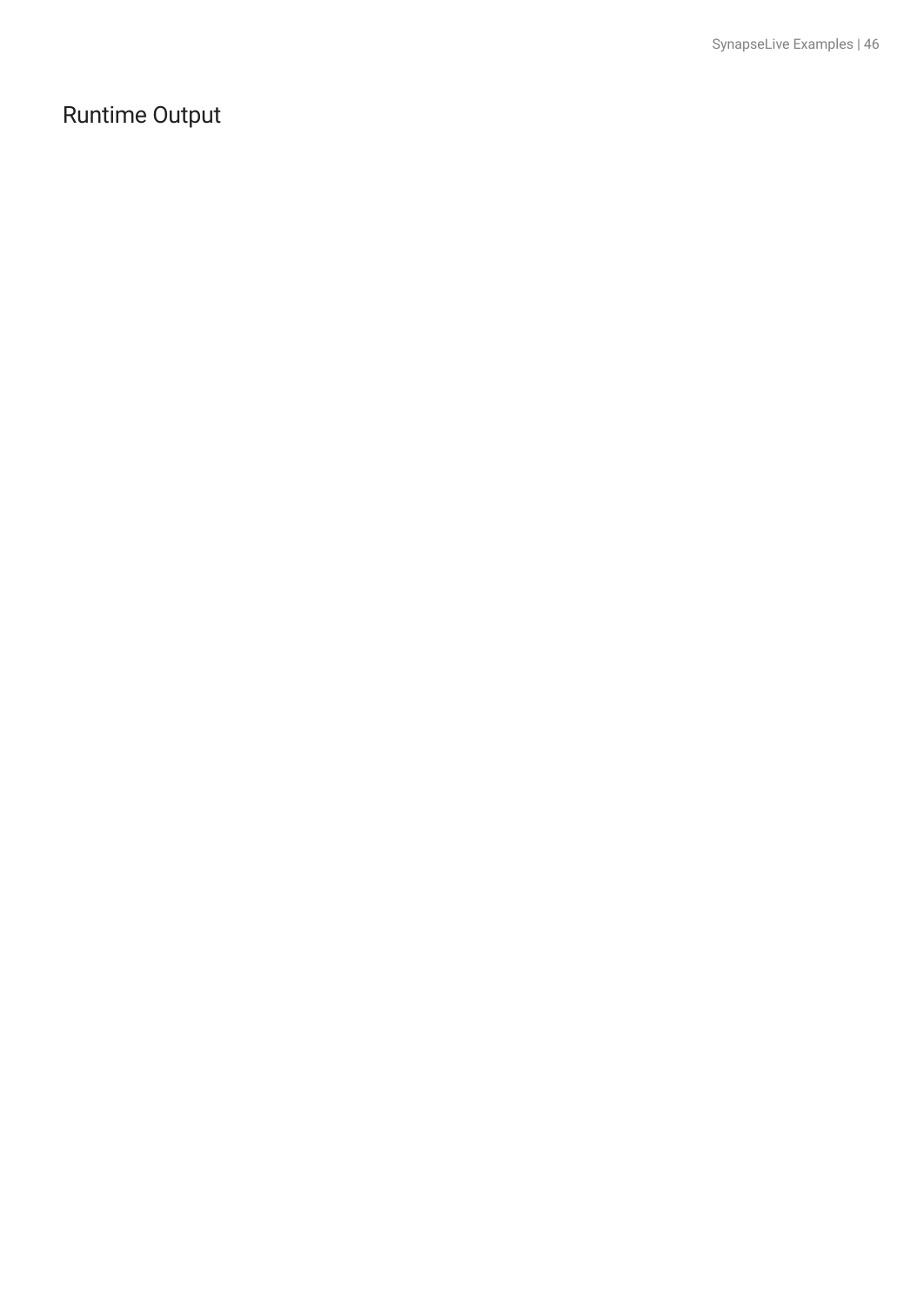## Runtime Output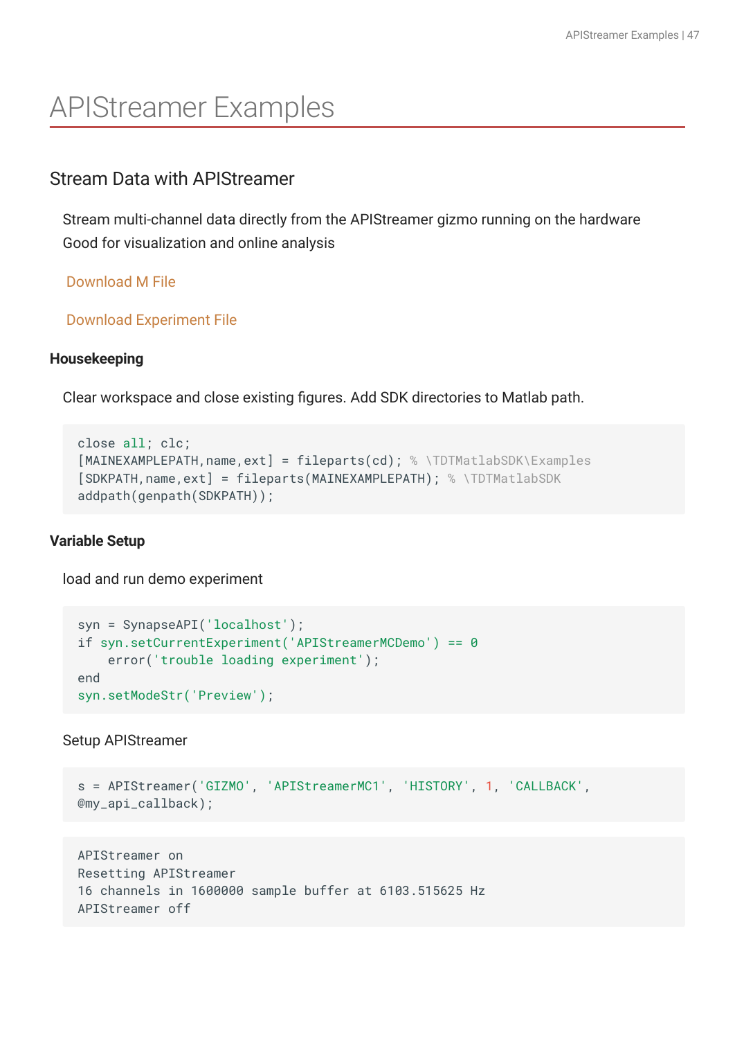# APIStreamer Examples

## Stream Data with APIStreamer

Stream multi-channel data directly from the APIStreamer gizmo running on the hardware
Good for visualization and online analysis

Download M File

Download Experiment File

### Housekeeping

Clear workspace and close existing figures. Add SDK directories to Matlab path.

```
close all; clc;
[MAINEXAMPLEPATH,name,ext] = fileparts(cd); % \TDTMatlabSDK\Examples
[SDKPATH,name,ext] = fileparts(MAINEXAMPLEPATH); % \TDTMatlabSDK
addpath(genpath(SDKPATH));
```

### Variable Setup

load and run demo experiment

```
syn = SynapseAPI('localhost');
if syn.setCurrentExperiment('APIStreamerMCDemo') == 0
    error('trouble loading experiment');
end
syn.setModeStr('Preview');
```

Setup APIStreamer

```
s = APIStreamer('GIZMO', 'APIStreamerMC1', 'HISTORY', 1, 'CALLBACK',
@my_api_callback);
```

```
APIStreamer on
Resetting APIStreamer
16 channels in 1600000 sample buffer at 6103.515625 Hz
APIStreamer off
```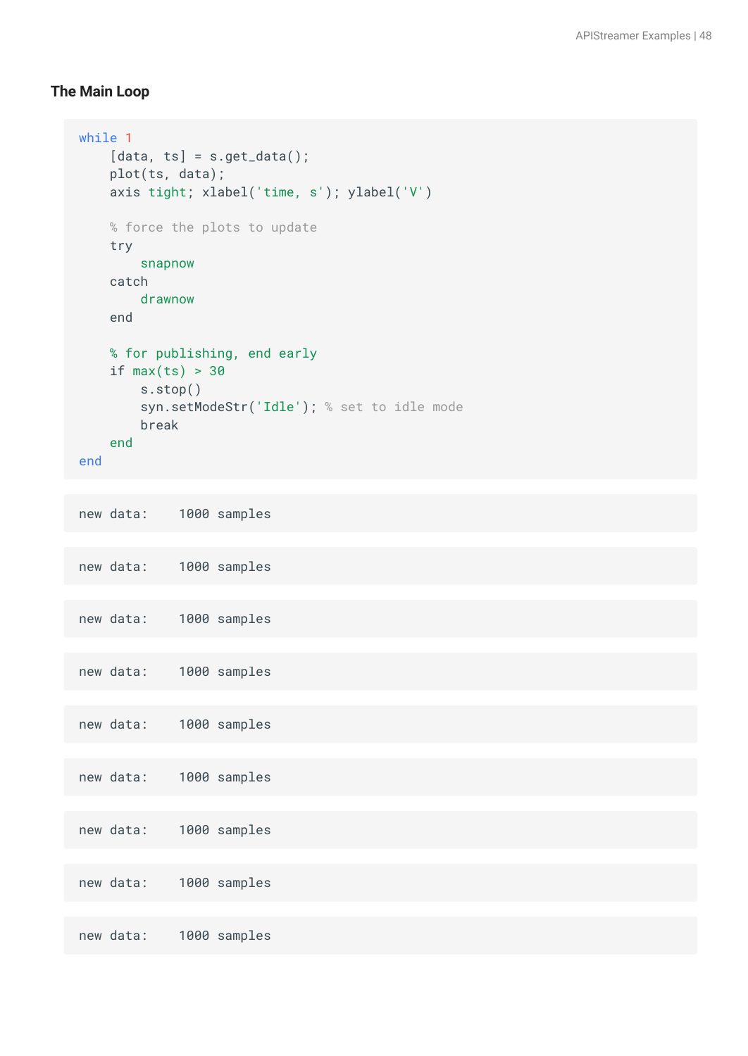### The Main Loop

```
while 1
    [data, ts] = s.get_data();
    plot(ts, data);
    axis tight; xlabel('time, s'); ylabel('V')

    % force the plots to update
    try
        snapnow
    catch
        drawnow
    end

    % for publishing, end early
    if max(ts) > 30
        s.stop()
        syn.setModeStr('Idle'); % set to idle mode
        break
    end
end
```

```
new data:    1000 samples
```

```
new data:    1000 samples
```

```
new data:    1000 samples
```

```
new data:    1000 samples
```

```
new data:    1000 samples
```

```
new data:    1000 samples
```

```
new data:    1000 samples
```

```
new data:    1000 samples
```

```
new data:    1000 samples
```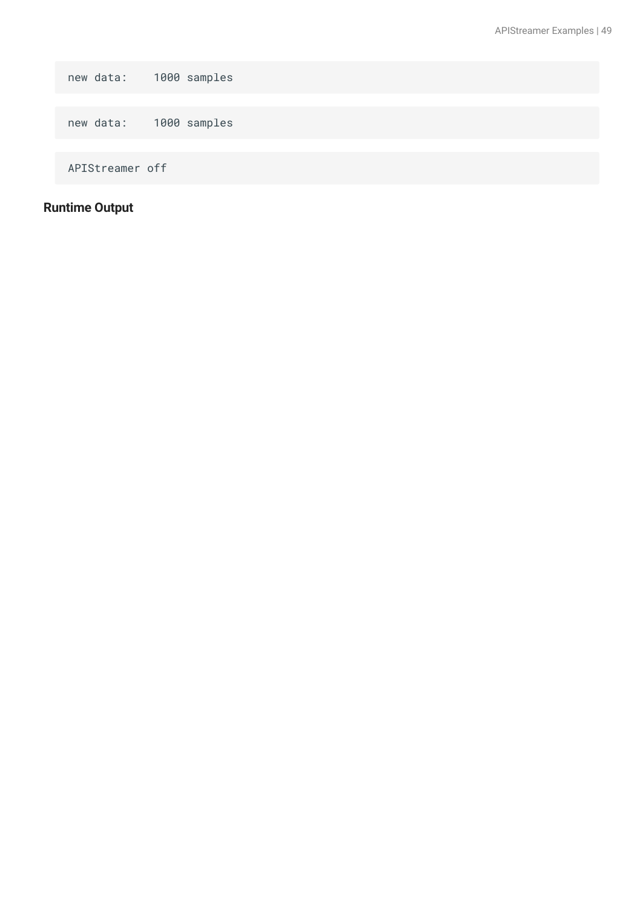```
new data:    1000 samples
```

```
new data:    1000 samples
```

```
APIStreamer off
```

### Runtime Output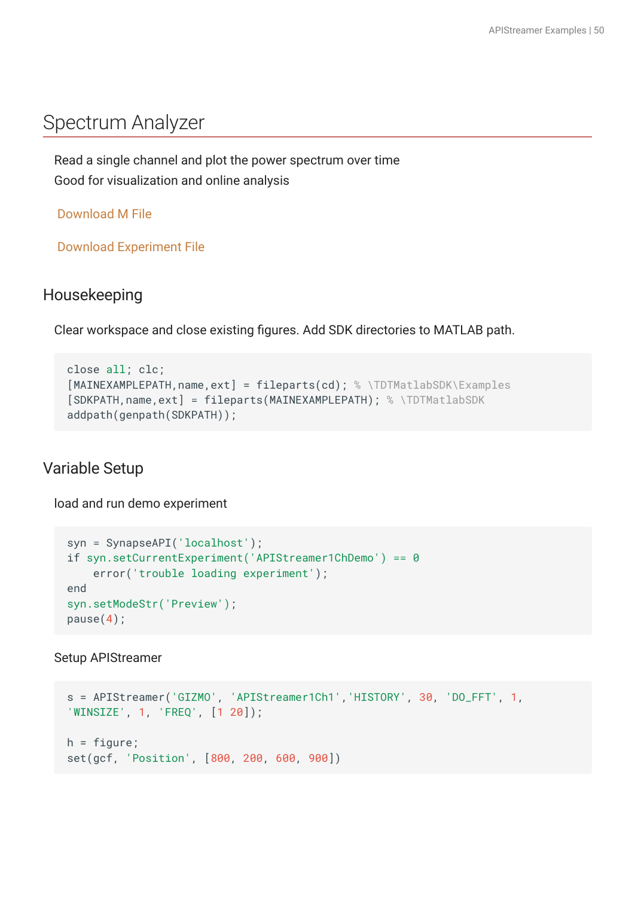# Spectrum Analyzer

Read a single channel and plot the power spectrum over time
Good for visualization and online analysis

Download M File

Download Experiment File

## Housekeeping

Clear workspace and close existing figures. Add SDK directories to MATLAB path.

```
close all; clc;
[MAINEXAMPLEPATH,name,ext] = fileparts(cd); % \TDTMatlabSDK\Examples
[SDKPATH,name,ext] = fileparts(MAINEXAMPLEPATH); % \TDTMatlabSDK
addpath(genpath(SDKPATH));
```

## Variable Setup

load and run demo experiment

```
syn = SynapseAPI('localhost');
if syn.setCurrentExperiment('APIStreamer1ChDemo') == 0
    error('trouble loading experiment');
end
syn.setModeStr('Preview');
pause(4);
```

Setup APIStreamer

```
s = APIStreamer('GIZMO', 'APIStreamer1Ch1','HISTORY', 30, 'DO_FFT', 1,
'WINSIZE', 1, 'FREQ', [1 20]);

h = figure;
set(gcf, 'Position', [800, 200, 600, 900])
```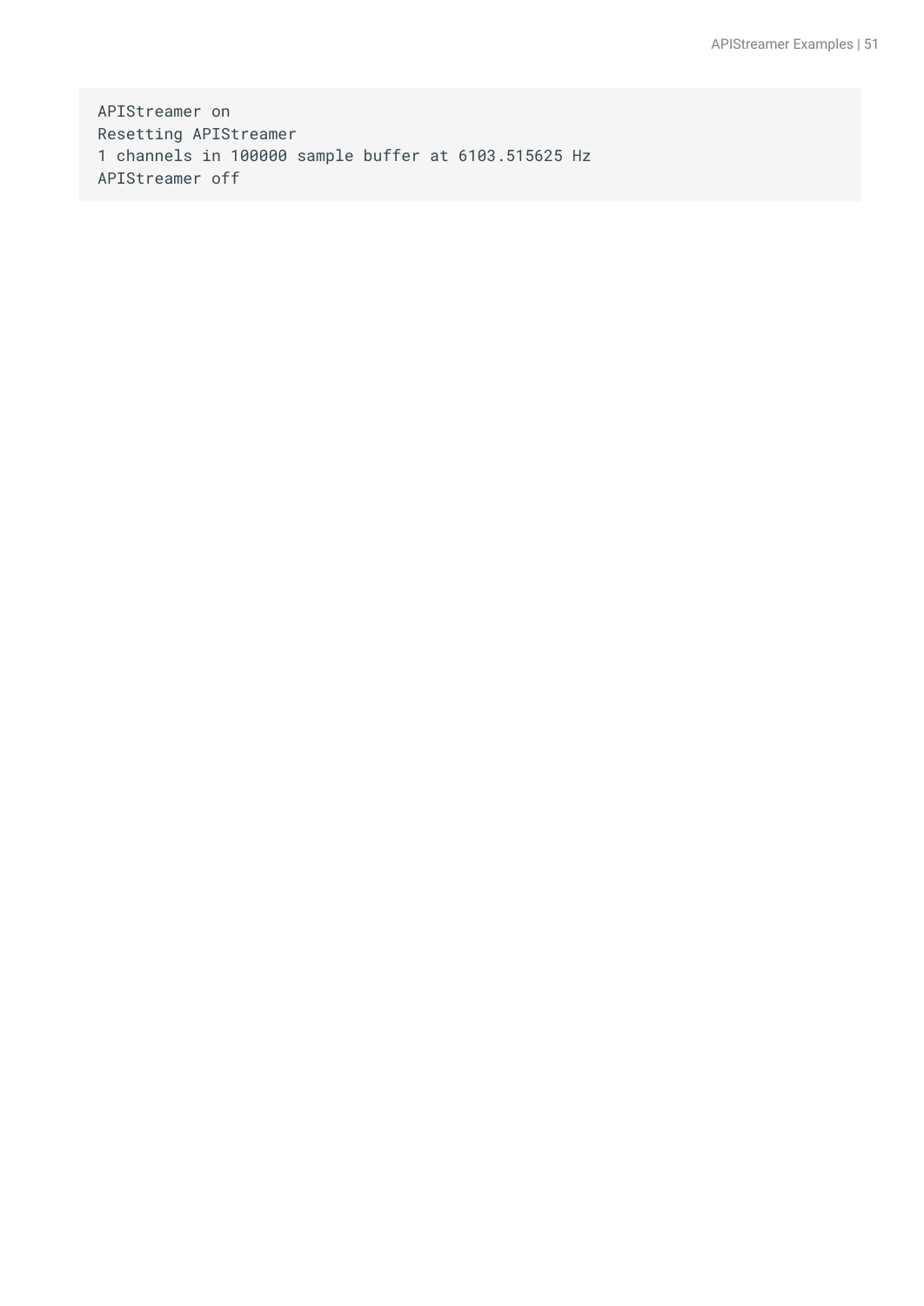```
APIStreamer on
Resetting APIStreamer
1 channels in 100000 sample buffer at 6103.515625 Hz
APIStreamer off
```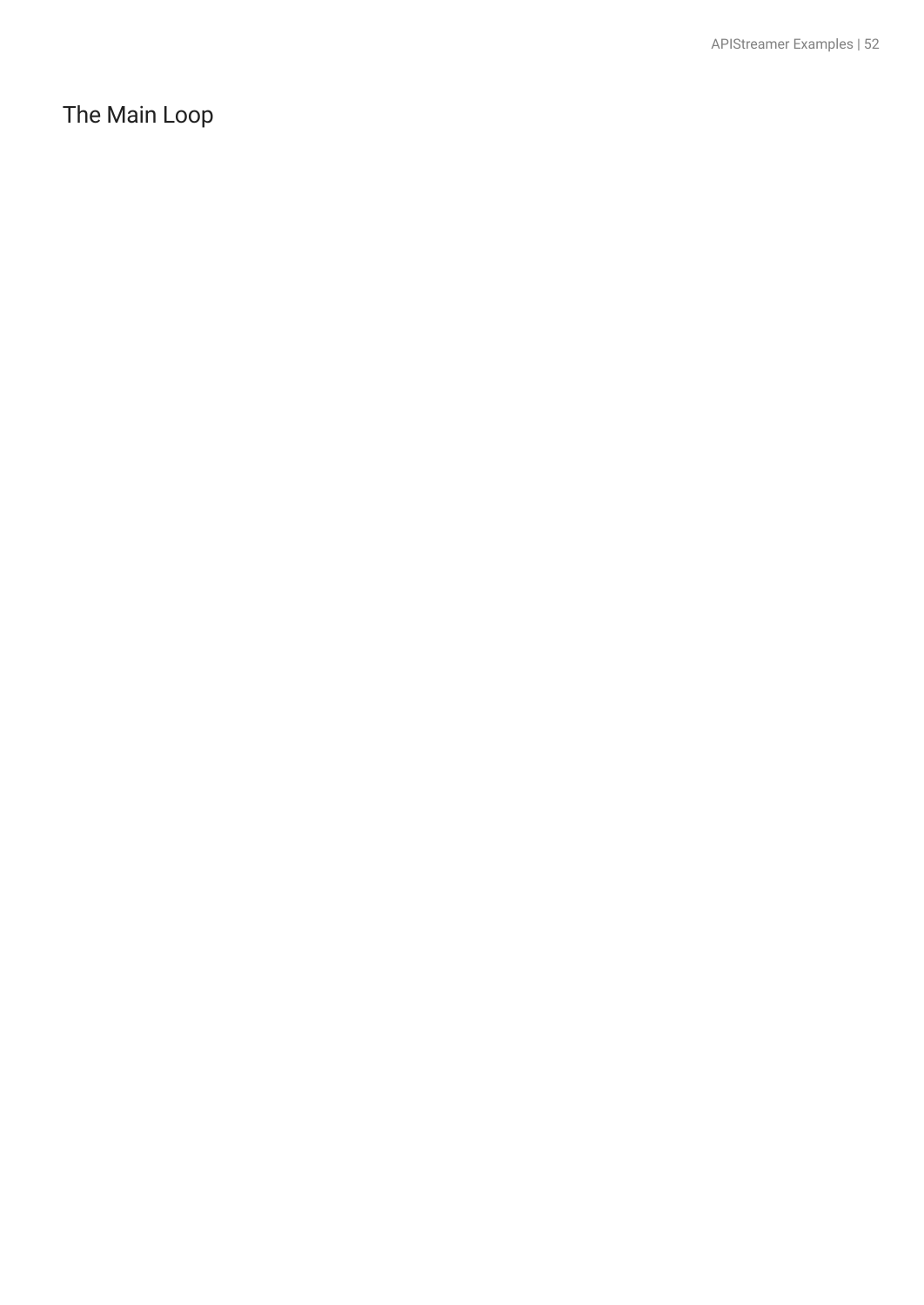## The Main Loop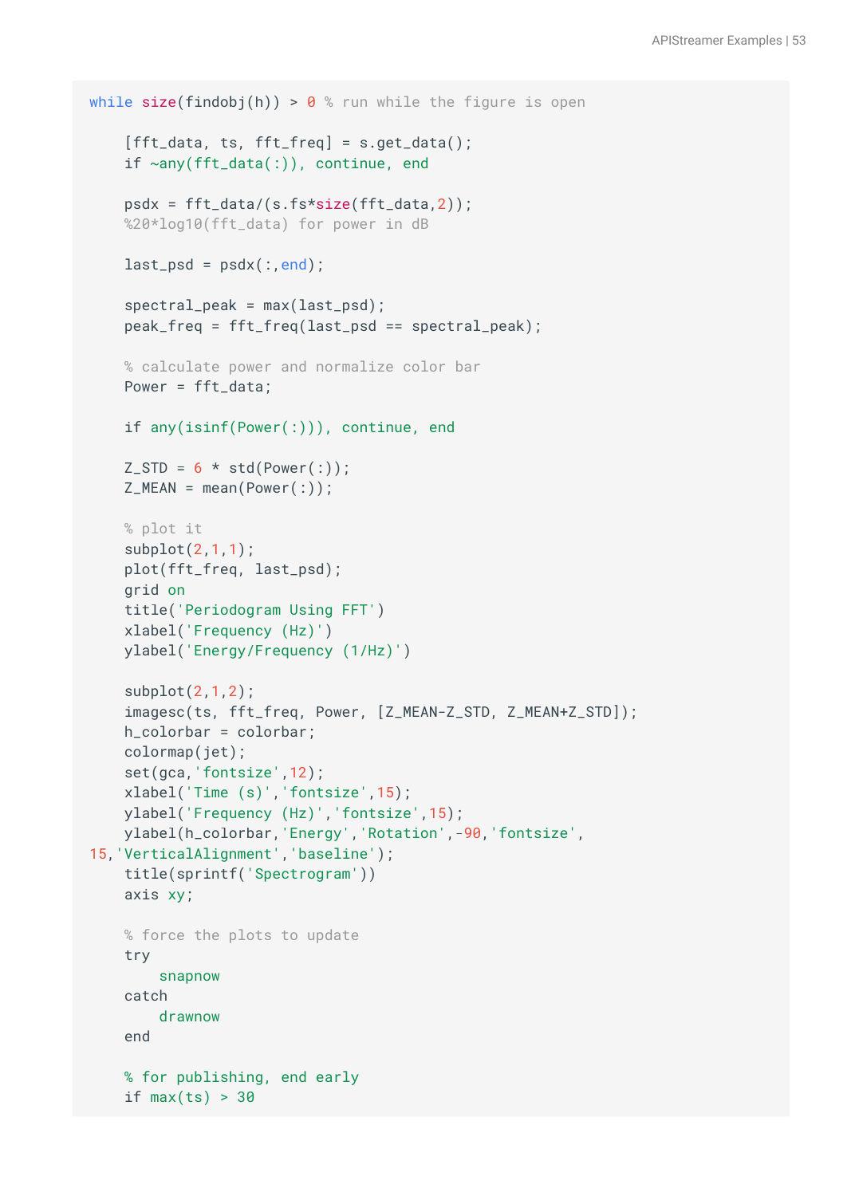```
while size(findobj(h)) > 0 % run while the figure is open

    [fft_data, ts, fft_freq] = s.get_data();
    if ~any(fft_data(:)), continue, end

    psdx = fft_data/(s.fs*size(fft_data,2));
    %20*log10(fft_data) for power in dB

    last_psd = psdx(:,end);

    spectral_peak = max(last_psd);
    peak_freq = fft_freq(last_psd == spectral_peak);

    % calculate power and normalize color bar
    Power = fft_data;

    if any(isinf(Power(:))), continue, end

    Z_STD = 6 * std(Power(:));
    Z_MEAN = mean(Power(:));

    % plot it
    subplot(2,1,1);
    plot(fft_freq, last_psd);
    grid on
    title('Periodogram Using FFT')
    xlabel('Frequency (Hz)')
    ylabel('Energy/Frequency (1/Hz)')

    subplot(2,1,2);
    imagesc(ts, fft_freq, Power, [Z_MEAN-Z_STD, Z_MEAN+Z_STD]);
    h_colorbar = colorbar;
    colormap(jet);
    set(gca,'fontsize',12);
    xlabel('Time (s)','fontsize',15);
    ylabel('Frequency (Hz)','fontsize',15);
    ylabel(h_colorbar,'Energy','Rotation',-90,'fontsize',
15,'VerticalAlignment','baseline');
    title(sprintf('Spectrogram'))
    axis xy;

    % force the plots to update
    try
        snapnow
    catch
        drawnow
    end

    % for publishing, end early
    if max(ts) > 30
```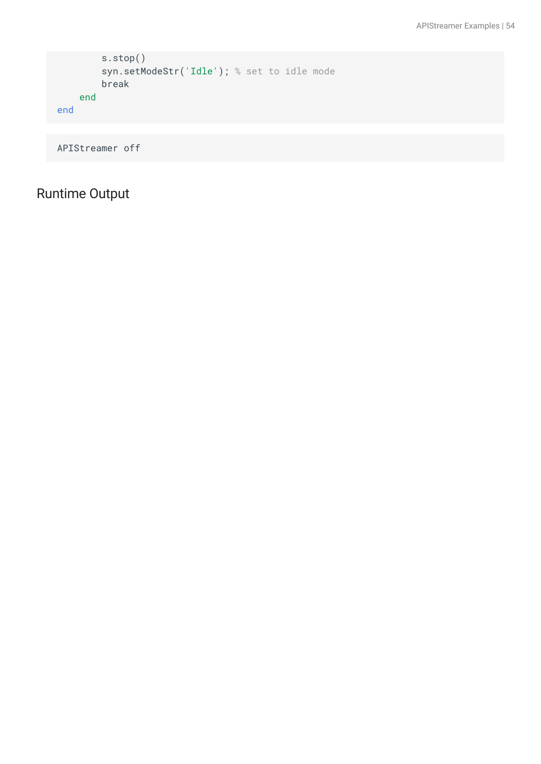```
        s.stop()
        syn.setModeStr('Idle'); % set to idle mode
        break
    end
end
```

```
APIStreamer off
```

## Runtime Output